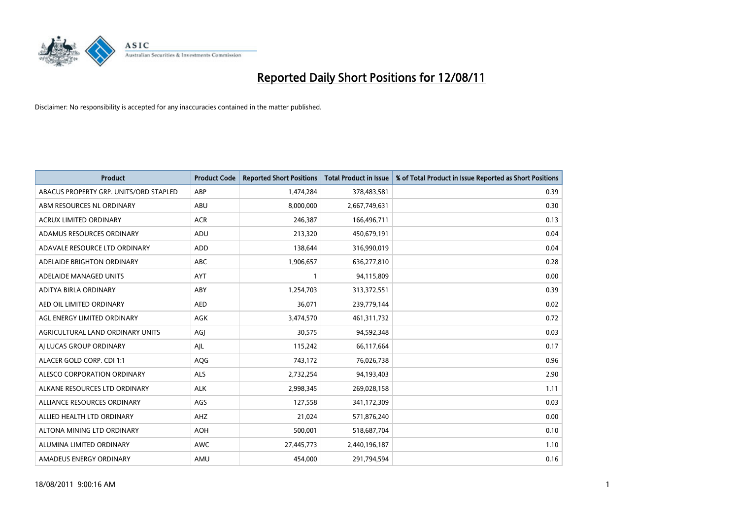# Reported Daily Short Positions for 12/08/11

Disclaimer: No responsibility is accepted for any inaccuracies contained in the matter published.

| Product | Product Code | Reported Short Positions | Total Product in Issue | % of Total Product in Issue Reported as Short Positions |
|---|---|---|---|---|
| ABACUS PROPERTY GRP. UNITS/ORD STAPLED | ABP | 1,474,284 | 378,483,581 | 0.39 |
| ABM RESOURCES NL ORDINARY | ABU | 8,000,000 | 2,667,749,631 | 0.30 |
| ACRUX LIMITED ORDINARY | ACR | 246,387 | 166,496,711 | 0.13 |
| ADAMUS RESOURCES ORDINARY | ADU | 213,320 | 450,679,191 | 0.04 |
| ADAVALE RESOURCE LTD ORDINARY | ADD | 138,644 | 316,990,019 | 0.04 |
| ADELAIDE BRIGHTON ORDINARY | ABC | 1,906,657 | 636,277,810 | 0.28 |
| ADELAIDE MANAGED UNITS | AYT | 1 | 94,115,809 | 0.00 |
| ADITYA BIRLA ORDINARY | ABY | 1,254,703 | 313,372,551 | 0.39 |
| AED OIL LIMITED ORDINARY | AED | 36,071 | 239,779,144 | 0.02 |
| AGL ENERGY LIMITED ORDINARY | AGK | 3,474,570 | 461,311,732 | 0.72 |
| AGRICULTURAL LAND ORDINARY UNITS | AGJ | 30,575 | 94,592,348 | 0.03 |
| AJ LUCAS GROUP ORDINARY | AJL | 115,242 | 66,117,664 | 0.17 |
| ALACER GOLD CORP. CDI 1:1 | AQG | 743,172 | 76,026,738 | 0.96 |
| ALESCO CORPORATION ORDINARY | ALS | 2,732,254 | 94,193,403 | 2.90 |
| ALKANE RESOURCES LTD ORDINARY | ALK | 2,998,345 | 269,028,158 | 1.11 |
| ALLIANCE RESOURCES ORDINARY | AGS | 127,558 | 341,172,309 | 0.03 |
| ALLIED HEALTH LTD ORDINARY | AHZ | 21,024 | 571,876,240 | 0.00 |
| ALTONA MINING LTD ORDINARY | AOH | 500,001 | 518,687,704 | 0.10 |
| ALUMINA LIMITED ORDINARY | AWC | 27,445,773 | 2,440,196,187 | 1.10 |
| AMADEUS ENERGY ORDINARY | AMU | 454,000 | 291,794,594 | 0.16 |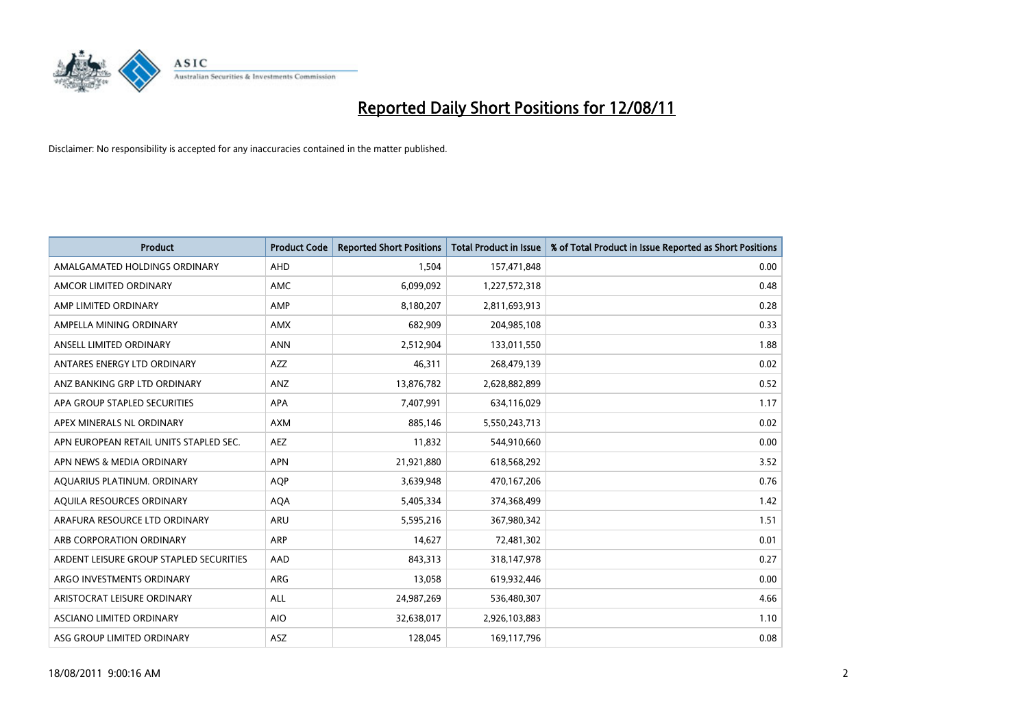# Reported Daily Short Positions for 12/08/11

Disclaimer: No responsibility is accepted for any inaccuracies contained in the matter published.

| Product | Product Code | Reported Short Positions | Total Product in Issue | % of Total Product in Issue Reported as Short Positions |
|---|---|---|---|---|
| AMALGAMATED HOLDINGS ORDINARY | AHD | 1,504 | 157,471,848 | 0.00 |
| AMCOR LIMITED ORDINARY | AMC | 6,099,092 | 1,227,572,318 | 0.48 |
| AMP LIMITED ORDINARY | AMP | 8,180,207 | 2,811,693,913 | 0.28 |
| AMPELLA MINING ORDINARY | AMX | 682,909 | 204,985,108 | 0.33 |
| ANSELL LIMITED ORDINARY | ANN | 2,512,904 | 133,011,550 | 1.88 |
| ANTARES ENERGY LTD ORDINARY | AZZ | 46,311 | 268,479,139 | 0.02 |
| ANZ BANKING GRP LTD ORDINARY | ANZ | 13,876,782 | 2,628,882,899 | 0.52 |
| APA GROUP STAPLED SECURITIES | APA | 7,407,991 | 634,116,029 | 1.17 |
| APEX MINERALS NL ORDINARY | AXM | 885,146 | 5,550,243,713 | 0.02 |
| APN EUROPEAN RETAIL UNITS STAPLED SEC. | AEZ | 11,832 | 544,910,660 | 0.00 |
| APN NEWS & MEDIA ORDINARY | APN | 21,921,880 | 618,568,292 | 3.52 |
| AQUARIUS PLATINUM. ORDINARY | AQP | 3,639,948 | 470,167,206 | 0.76 |
| AQUILA RESOURCES ORDINARY | AQA | 5,405,334 | 374,368,499 | 1.42 |
| ARAFURA RESOURCE LTD ORDINARY | ARU | 5,595,216 | 367,980,342 | 1.51 |
| ARB CORPORATION ORDINARY | ARP | 14,627 | 72,481,302 | 0.01 |
| ARDENT LEISURE GROUP STAPLED SECURITIES | AAD | 843,313 | 318,147,978 | 0.27 |
| ARGO INVESTMENTS ORDINARY | ARG | 13,058 | 619,932,446 | 0.00 |
| ARISTOCRAT LEISURE ORDINARY | ALL | 24,987,269 | 536,480,307 | 4.66 |
| ASCIANO LIMITED ORDINARY | AIO | 32,638,017 | 2,926,103,883 | 1.10 |
| ASG GROUP LIMITED ORDINARY | ASZ | 128,045 | 169,117,796 | 0.08 |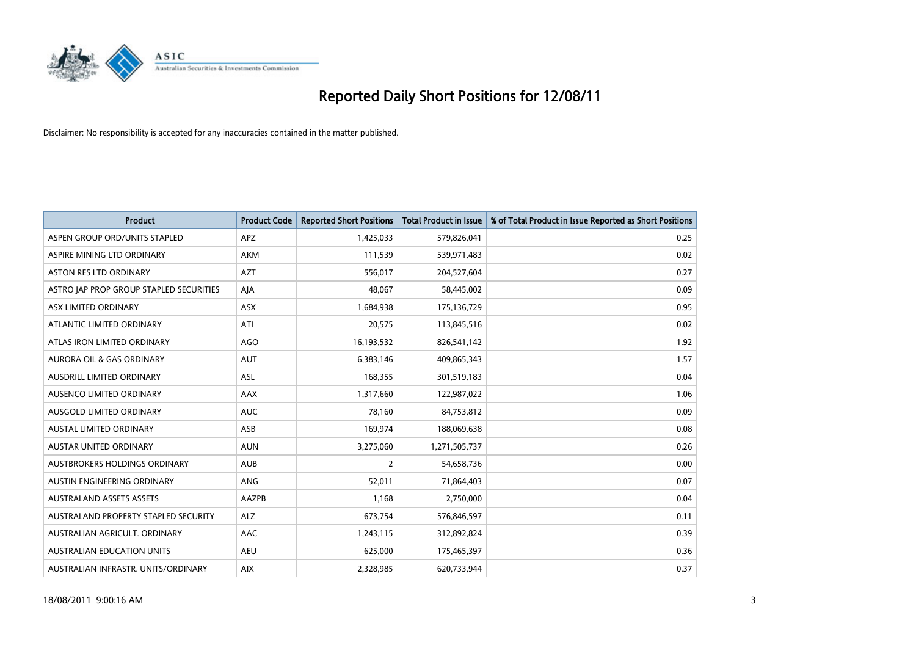# Reported Daily Short Positions for 12/08/11

Disclaimer: No responsibility is accepted for any inaccuracies contained in the matter published.

| Product | Product Code | Reported Short Positions | Total Product in Issue | % of Total Product in Issue Reported as Short Positions |
|---|---|---|---|---|
| ASPEN GROUP ORD/UNITS STAPLED | APZ | 1,425,033 | 579,826,041 | 0.25 |
| ASPIRE MINING LTD ORDINARY | AKM | 111,539 | 539,971,483 | 0.02 |
| ASTON RES LTD ORDINARY | AZT | 556,017 | 204,527,604 | 0.27 |
| ASTRO JAP PROP GROUP STAPLED SECURITIES | AJA | 48,067 | 58,445,002 | 0.09 |
| ASX LIMITED ORDINARY | ASX | 1,684,938 | 175,136,729 | 0.95 |
| ATLANTIC LIMITED ORDINARY | ATI | 20,575 | 113,845,516 | 0.02 |
| ATLAS IRON LIMITED ORDINARY | AGO | 16,193,532 | 826,541,142 | 1.92 |
| AURORA OIL & GAS ORDINARY | AUT | 6,383,146 | 409,865,343 | 1.57 |
| AUSDRILL LIMITED ORDINARY | ASL | 168,355 | 301,519,183 | 0.04 |
| AUSENCO LIMITED ORDINARY | AAX | 1,317,660 | 122,987,022 | 1.06 |
| AUSGOLD LIMITED ORDINARY | AUC | 78,160 | 84,753,812 | 0.09 |
| AUSTAL LIMITED ORDINARY | ASB | 169,974 | 188,069,638 | 0.08 |
| AUSTAR UNITED ORDINARY | AUN | 3,275,060 | 1,271,505,737 | 0.26 |
| AUSTBROKERS HOLDINGS ORDINARY | AUB | 2 | 54,658,736 | 0.00 |
| AUSTIN ENGINEERING ORDINARY | ANG | 52,011 | 71,864,403 | 0.07 |
| AUSTRALAND ASSETS ASSETS | AAZPB | 1,168 | 2,750,000 | 0.04 |
| AUSTRALAND PROPERTY STAPLED SECURITY | ALZ | 673,754 | 576,846,597 | 0.11 |
| AUSTRALIAN AGRICULT. ORDINARY | AAC | 1,243,115 | 312,892,824 | 0.39 |
| AUSTRALIAN EDUCATION UNITS | AEU | 625,000 | 175,465,397 | 0.36 |
| AUSTRALIAN INFRASTR. UNITS/ORDINARY | AIX | 2,328,985 | 620,733,944 | 0.37 |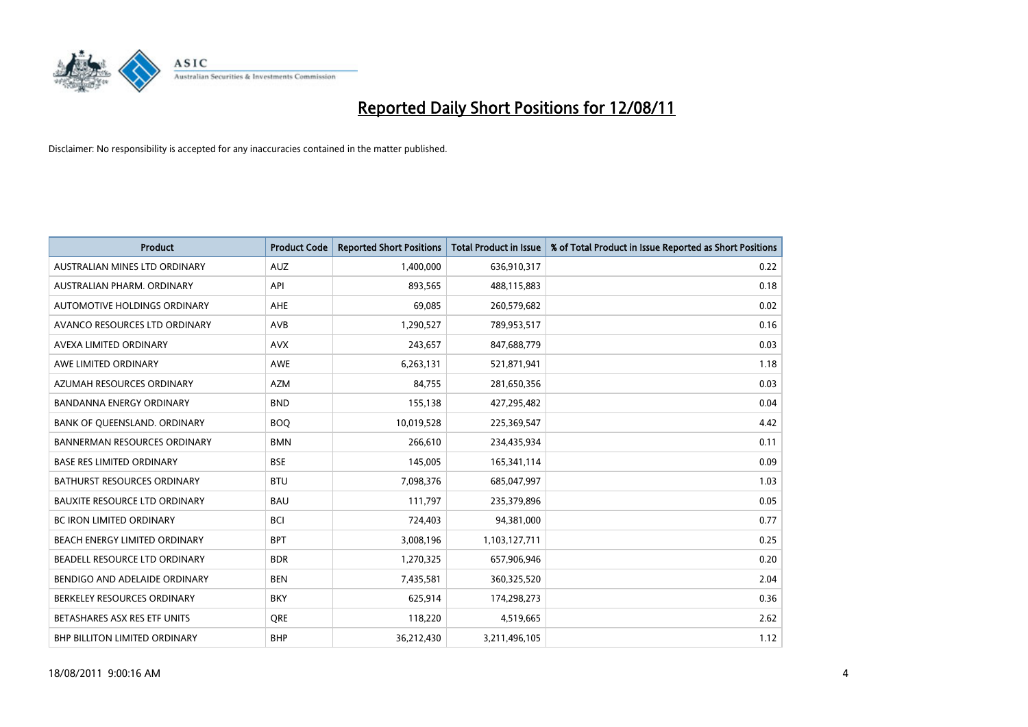# Reported Daily Short Positions for 12/08/11

Disclaimer: No responsibility is accepted for any inaccuracies contained in the matter published.

| Product | Product Code | Reported Short Positions | Total Product in Issue | % of Total Product in Issue Reported as Short Positions |
|---|---|---|---|---|
| AUSTRALIAN MINES LTD ORDINARY | AUZ | 1,400,000 | 636,910,317 | 0.22 |
| AUSTRALIAN PHARM. ORDINARY | API | 893,565 | 488,115,883 | 0.18 |
| AUTOMOTIVE HOLDINGS ORDINARY | AHE | 69,085 | 260,579,682 | 0.02 |
| AVANCO RESOURCES LTD ORDINARY | AVB | 1,290,527 | 789,953,517 | 0.16 |
| AVEXA LIMITED ORDINARY | AVX | 243,657 | 847,688,779 | 0.03 |
| AWE LIMITED ORDINARY | AWE | 6,263,131 | 521,871,941 | 1.18 |
| AZUMAH RESOURCES ORDINARY | AZM | 84,755 | 281,650,356 | 0.03 |
| BANDANNA ENERGY ORDINARY | BND | 155,138 | 427,295,482 | 0.04 |
| BANK OF QUEENSLAND. ORDINARY | BOQ | 10,019,528 | 225,369,547 | 4.42 |
| BANNERMAN RESOURCES ORDINARY | BMN | 266,610 | 234,435,934 | 0.11 |
| BASE RES LIMITED ORDINARY | BSE | 145,005 | 165,341,114 | 0.09 |
| BATHURST RESOURCES ORDINARY | BTU | 7,098,376 | 685,047,997 | 1.03 |
| BAUXITE RESOURCE LTD ORDINARY | BAU | 111,797 | 235,379,896 | 0.05 |
| BC IRON LIMITED ORDINARY | BCI | 724,403 | 94,381,000 | 0.77 |
| BEACH ENERGY LIMITED ORDINARY | BPT | 3,008,196 | 1,103,127,711 | 0.25 |
| BEADELL RESOURCE LTD ORDINARY | BDR | 1,270,325 | 657,906,946 | 0.20 |
| BENDIGO AND ADELAIDE ORDINARY | BEN | 7,435,581 | 360,325,520 | 2.04 |
| BERKELEY RESOURCES ORDINARY | BKY | 625,914 | 174,298,273 | 0.36 |
| BETASHARES ASX RES ETF UNITS | QRE | 118,220 | 4,519,665 | 2.62 |
| BHP BILLITON LIMITED ORDINARY | BHP | 36,212,430 | 3,211,496,105 | 1.12 |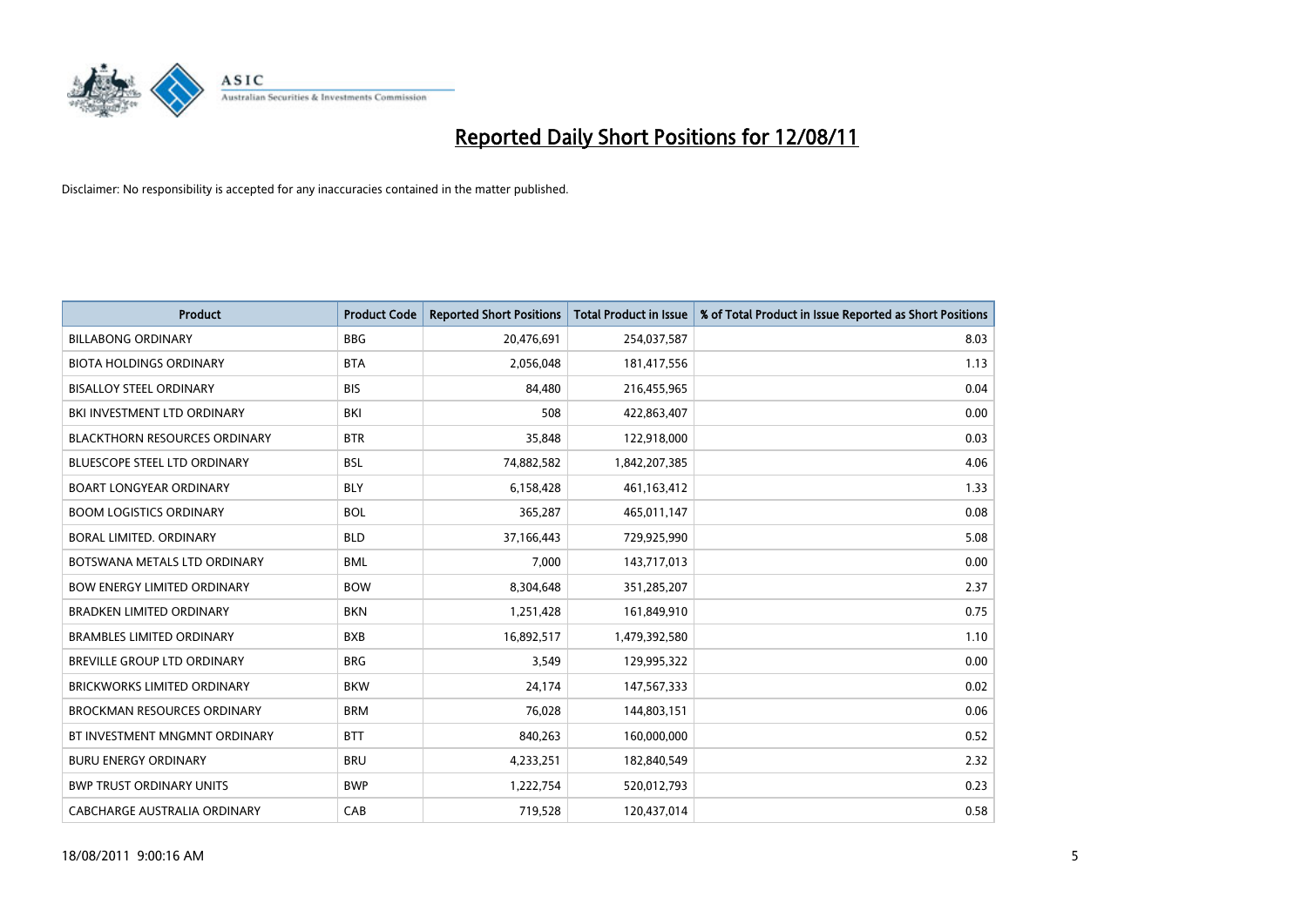# Reported Daily Short Positions for 12/08/11

Disclaimer: No responsibility is accepted for any inaccuracies contained in the matter published.

| Product | Product Code | Reported Short Positions | Total Product in Issue | % of Total Product in Issue Reported as Short Positions |
|---|---|---|---|---|
| BILLABONG ORDINARY | BBG | 20,476,691 | 254,037,587 | 8.03 |
| BIOTA HOLDINGS ORDINARY | BTA | 2,056,048 | 181,417,556 | 1.13 |
| BISALLOY STEEL ORDINARY | BIS | 84,480 | 216,455,965 | 0.04 |
| BKI INVESTMENT LTD ORDINARY | BKI | 508 | 422,863,407 | 0.00 |
| BLACKTHORN RESOURCES ORDINARY | BTR | 35,848 | 122,918,000 | 0.03 |
| BLUESCOPE STEEL LTD ORDINARY | BSL | 74,882,582 | 1,842,207,385 | 4.06 |
| BOART LONGYEAR ORDINARY | BLY | 6,158,428 | 461,163,412 | 1.33 |
| BOOM LOGISTICS ORDINARY | BOL | 365,287 | 465,011,147 | 0.08 |
| BORAL LIMITED. ORDINARY | BLD | 37,166,443 | 729,925,990 | 5.08 |
| BOTSWANA METALS LTD ORDINARY | BML | 7,000 | 143,717,013 | 0.00 |
| BOW ENERGY LIMITED ORDINARY | BOW | 8,304,648 | 351,285,207 | 2.37 |
| BRADKEN LIMITED ORDINARY | BKN | 1,251,428 | 161,849,910 | 0.75 |
| BRAMBLES LIMITED ORDINARY | BXB | 16,892,517 | 1,479,392,580 | 1.10 |
| BREVILLE GROUP LTD ORDINARY | BRG | 3,549 | 129,995,322 | 0.00 |
| BRICKWORKS LIMITED ORDINARY | BKW | 24,174 | 147,567,333 | 0.02 |
| BROCKMAN RESOURCES ORDINARY | BRM | 76,028 | 144,803,151 | 0.06 |
| BT INVESTMENT MNGMNT ORDINARY | BTT | 840,263 | 160,000,000 | 0.52 |
| BURU ENERGY ORDINARY | BRU | 4,233,251 | 182,840,549 | 2.32 |
| BWP TRUST ORDINARY UNITS | BWP | 1,222,754 | 520,012,793 | 0.23 |
| CABCHARGE AUSTRALIA ORDINARY | CAB | 719,528 | 120,437,014 | 0.58 |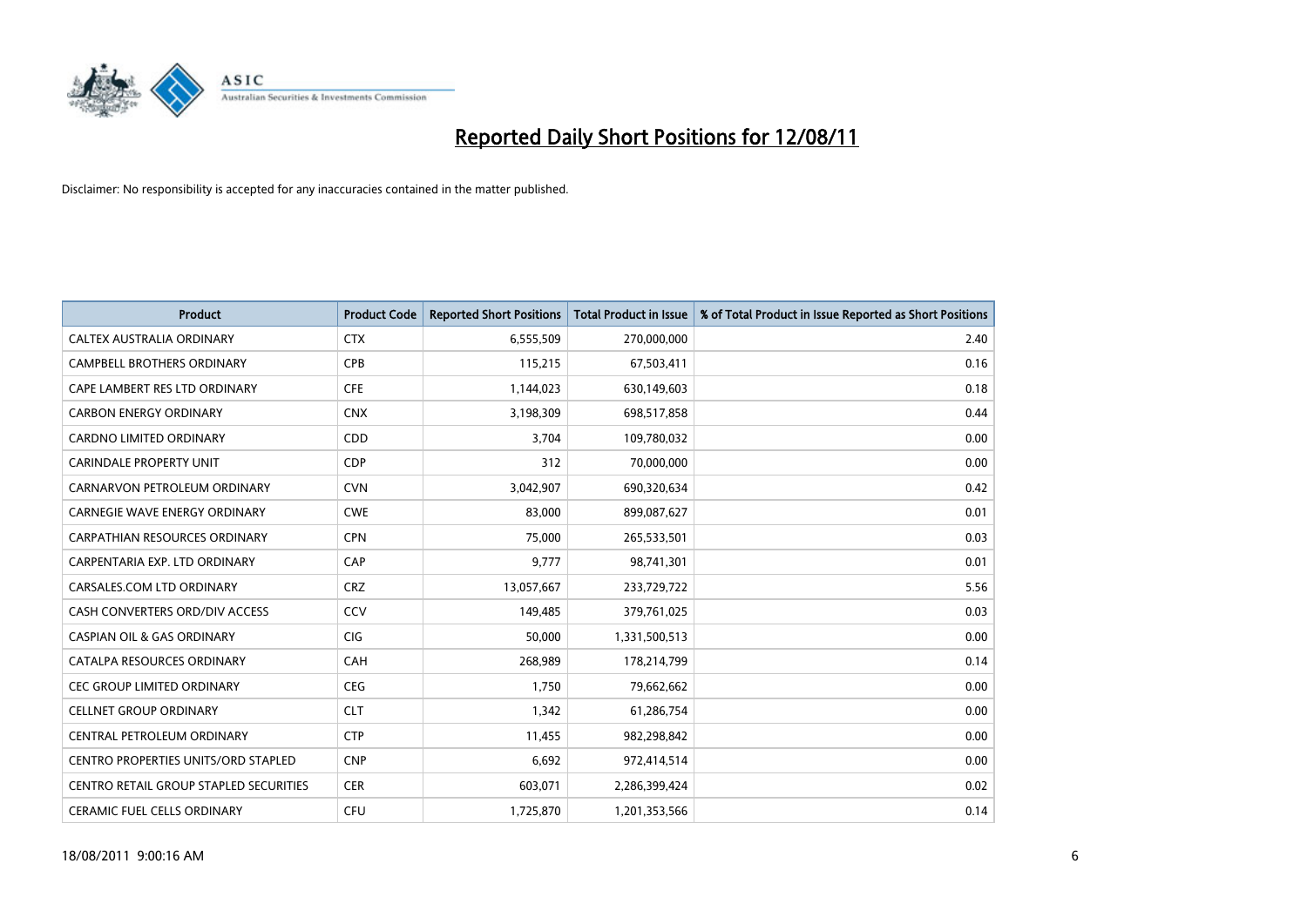# Reported Daily Short Positions for 12/08/11

Disclaimer: No responsibility is accepted for any inaccuracies contained in the matter published.

| Product | Product Code | Reported Short Positions | Total Product in Issue | % of Total Product in Issue Reported as Short Positions |
|---|---|---|---|---|
| CALTEX AUSTRALIA ORDINARY | CTX | 6,555,509 | 270,000,000 | 2.40 |
| CAMPBELL BROTHERS ORDINARY | CPB | 115,215 | 67,503,411 | 0.16 |
| CAPE LAMBERT RES LTD ORDINARY | CFE | 1,144,023 | 630,149,603 | 0.18 |
| CARBON ENERGY ORDINARY | CNX | 3,198,309 | 698,517,858 | 0.44 |
| CARDNO LIMITED ORDINARY | CDD | 3,704 | 109,780,032 | 0.00 |
| CARINDALE PROPERTY UNIT | CDP | 312 | 70,000,000 | 0.00 |
| CARNARVON PETROLEUM ORDINARY | CVN | 3,042,907 | 690,320,634 | 0.42 |
| CARNEGIE WAVE ENERGY ORDINARY | CWE | 83,000 | 899,087,627 | 0.01 |
| CARPATHIAN RESOURCES ORDINARY | CPN | 75,000 | 265,533,501 | 0.03 |
| CARPENTARIA EXP. LTD ORDINARY | CAP | 9,777 | 98,741,301 | 0.01 |
| CARSALES.COM LTD ORDINARY | CRZ | 13,057,667 | 233,729,722 | 5.56 |
| CASH CONVERTERS ORD/DIV ACCESS | CCV | 149,485 | 379,761,025 | 0.03 |
| CASPIAN OIL & GAS ORDINARY | CIG | 50,000 | 1,331,500,513 | 0.00 |
| CATALPA RESOURCES ORDINARY | CAH | 268,989 | 178,214,799 | 0.14 |
| CEC GROUP LIMITED ORDINARY | CEG | 1,750 | 79,662,662 | 0.00 |
| CELLNET GROUP ORDINARY | CLT | 1,342 | 61,286,754 | 0.00 |
| CENTRAL PETROLEUM ORDINARY | CTP | 11,455 | 982,298,842 | 0.00 |
| CENTRO PROPERTIES UNITS/ORD STAPLED | CNP | 6,692 | 972,414,514 | 0.00 |
| CENTRO RETAIL GROUP STAPLED SECURITIES | CER | 603,071 | 2,286,399,424 | 0.02 |
| CERAMIC FUEL CELLS ORDINARY | CFU | 1,725,870 | 1,201,353,566 | 0.14 |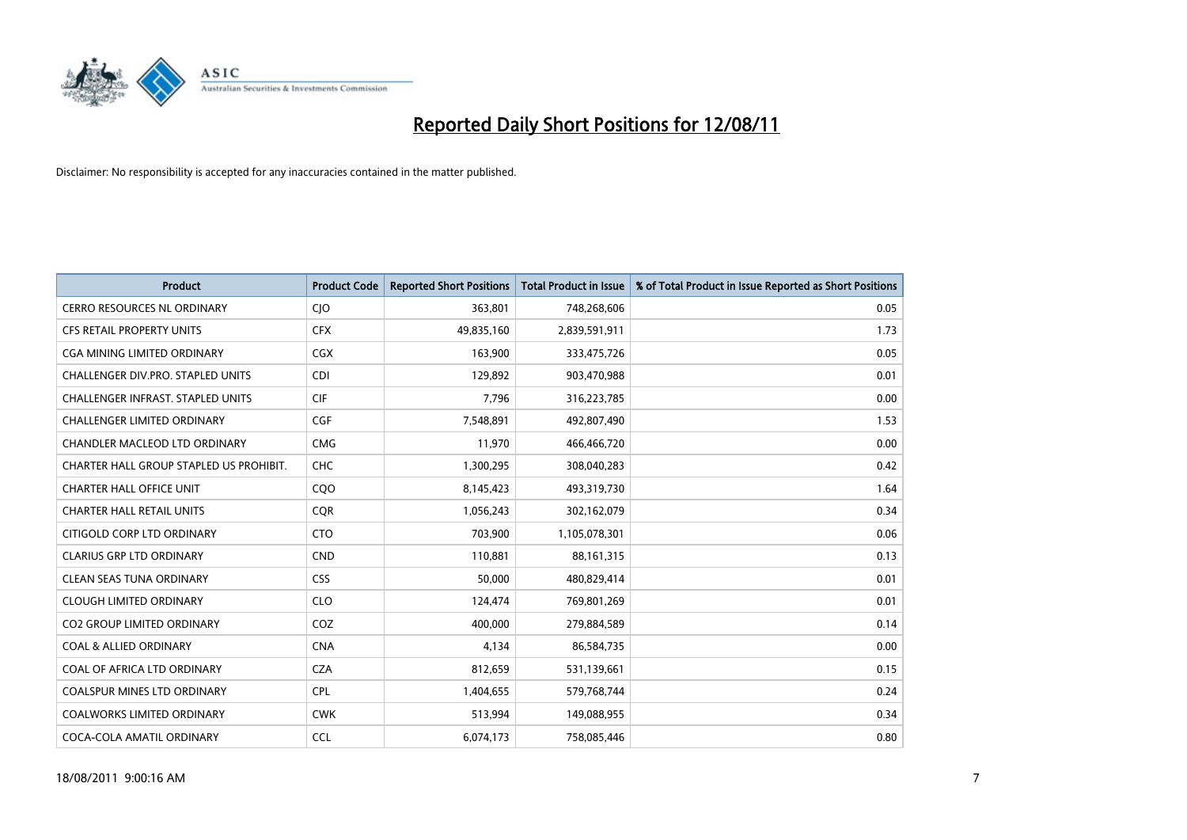# Reported Daily Short Positions for 12/08/11

Disclaimer: No responsibility is accepted for any inaccuracies contained in the matter published.

| Product | Product Code | Reported Short Positions | Total Product in Issue | % of Total Product in Issue Reported as Short Positions |
|---|---|---|---|---|
| CERRO RESOURCES NL ORDINARY | CJO | 363,801 | 748,268,606 | 0.05 |
| CFS RETAIL PROPERTY UNITS | CFX | 49,835,160 | 2,839,591,911 | 1.73 |
| CGA MINING LIMITED ORDINARY | CGX | 163,900 | 333,475,726 | 0.05 |
| CHALLENGER DIV.PRO. STAPLED UNITS | CDI | 129,892 | 903,470,988 | 0.01 |
| CHALLENGER INFRAST. STAPLED UNITS | CIF | 7,796 | 316,223,785 | 0.00 |
| CHALLENGER LIMITED ORDINARY | CGF | 7,548,891 | 492,807,490 | 1.53 |
| CHANDLER MACLEOD LTD ORDINARY | CMG | 11,970 | 466,466,720 | 0.00 |
| CHARTER HALL GROUP STAPLED US PROHIBIT. | CHC | 1,300,295 | 308,040,283 | 0.42 |
| CHARTER HALL OFFICE UNIT | CQO | 8,145,423 | 493,319,730 | 1.64 |
| CHARTER HALL RETAIL UNITS | CQR | 1,056,243 | 302,162,079 | 0.34 |
| CITIGOLD CORP LTD ORDINARY | CTO | 703,900 | 1,105,078,301 | 0.06 |
| CLARIUS GRP LTD ORDINARY | CND | 110,881 | 88,161,315 | 0.13 |
| CLEAN SEAS TUNA ORDINARY | CSS | 50,000 | 480,829,414 | 0.01 |
| CLOUGH LIMITED ORDINARY | CLO | 124,474 | 769,801,269 | 0.01 |
| CO2 GROUP LIMITED ORDINARY | COZ | 400,000 | 279,884,589 | 0.14 |
| COAL & ALLIED ORDINARY | CNA | 4,134 | 86,584,735 | 0.00 |
| COAL OF AFRICA LTD ORDINARY | CZA | 812,659 | 531,139,661 | 0.15 |
| COALSPUR MINES LTD ORDINARY | CPL | 1,404,655 | 579,768,744 | 0.24 |
| COALWORKS LIMITED ORDINARY | CWK | 513,994 | 149,088,955 | 0.34 |
| COCA-COLA AMATIL ORDINARY | CCL | 6,074,173 | 758,085,446 | 0.80 |

18/08/2011 9:00:16 AM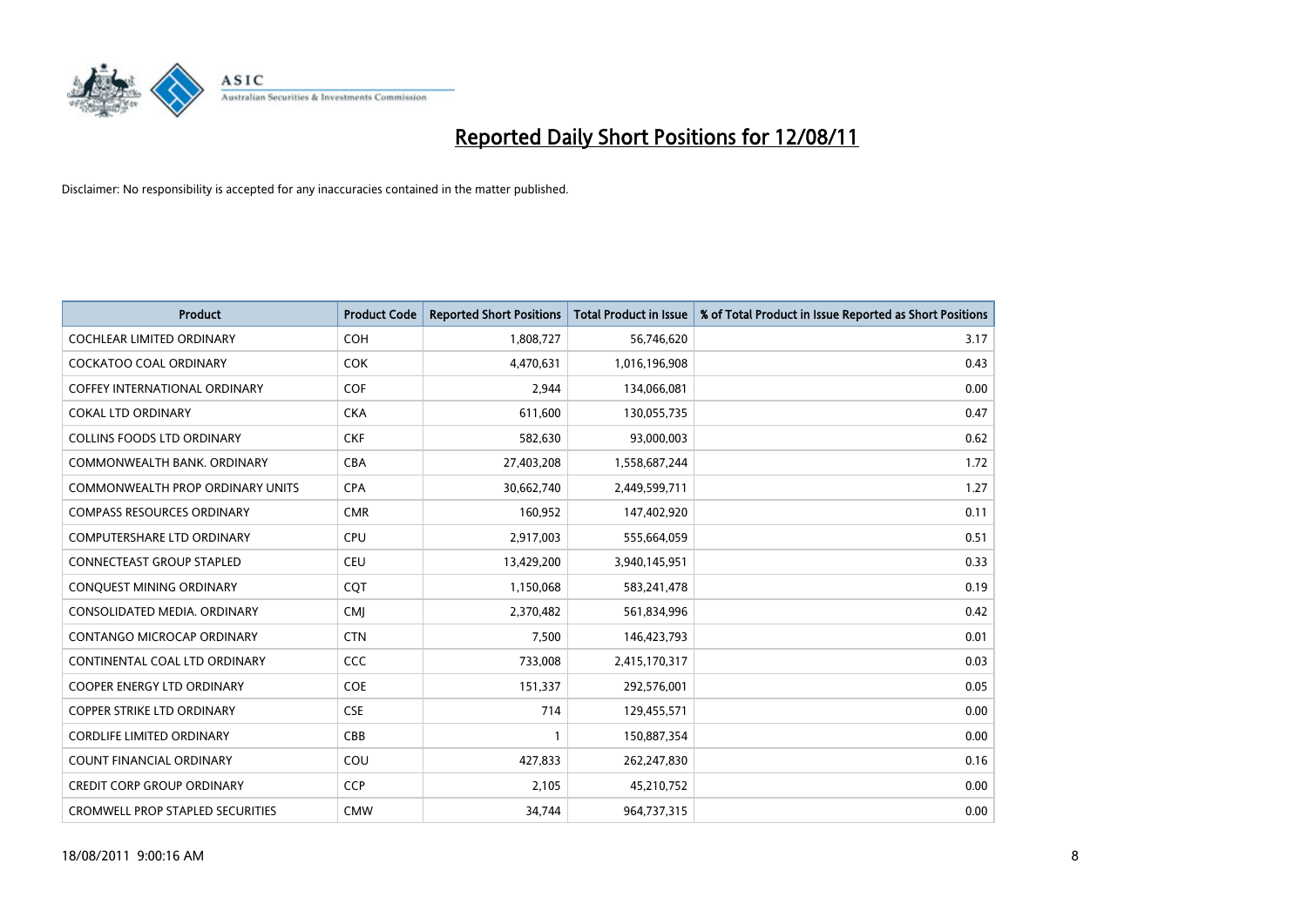# Reported Daily Short Positions for 12/08/11

Disclaimer: No responsibility is accepted for any inaccuracies contained in the matter published.

| Product | Product Code | Reported Short Positions | Total Product in Issue | % of Total Product in Issue Reported as Short Positions |
|---|---|---|---|---|
| COCHLEAR LIMITED ORDINARY | COH | 1,808,727 | 56,746,620 | 3.17 |
| COCKATOO COAL ORDINARY | COK | 4,470,631 | 1,016,196,908 | 0.43 |
| COFFEY INTERNATIONAL ORDINARY | COF | 2,944 | 134,066,081 | 0.00 |
| COKAL LTD ORDINARY | CKA | 611,600 | 130,055,735 | 0.47 |
| COLLINS FOODS LTD ORDINARY | CKF | 582,630 | 93,000,003 | 0.62 |
| COMMONWEALTH BANK. ORDINARY | CBA | 27,403,208 | 1,558,687,244 | 1.72 |
| COMMONWEALTH PROP ORDINARY UNITS | CPA | 30,662,740 | 2,449,599,711 | 1.27 |
| COMPASS RESOURCES ORDINARY | CMR | 160,952 | 147,402,920 | 0.11 |
| COMPUTERSHARE LTD ORDINARY | CPU | 2,917,003 | 555,664,059 | 0.51 |
| CONNECTEAST GROUP STAPLED | CEU | 13,429,200 | 3,940,145,951 | 0.33 |
| CONQUEST MINING ORDINARY | CQT | 1,150,068 | 583,241,478 | 0.19 |
| CONSOLIDATED MEDIA. ORDINARY | CMJ | 2,370,482 | 561,834,996 | 0.42 |
| CONTANGO MICROCAP ORDINARY | CTN | 7,500 | 146,423,793 | 0.01 |
| CONTINENTAL COAL LTD ORDINARY | CCC | 733,008 | 2,415,170,317 | 0.03 |
| COOPER ENERGY LTD ORDINARY | COE | 151,337 | 292,576,001 | 0.05 |
| COPPER STRIKE LTD ORDINARY | CSE | 714 | 129,455,571 | 0.00 |
| CORDLIFE LIMITED ORDINARY | CBB | 1 | 150,887,354 | 0.00 |
| COUNT FINANCIAL ORDINARY | COU | 427,833 | 262,247,830 | 0.16 |
| CREDIT CORP GROUP ORDINARY | CCP | 2,105 | 45,210,752 | 0.00 |
| CROMWELL PROP STAPLED SECURITIES | CMW | 34,744 | 964,737,315 | 0.00 |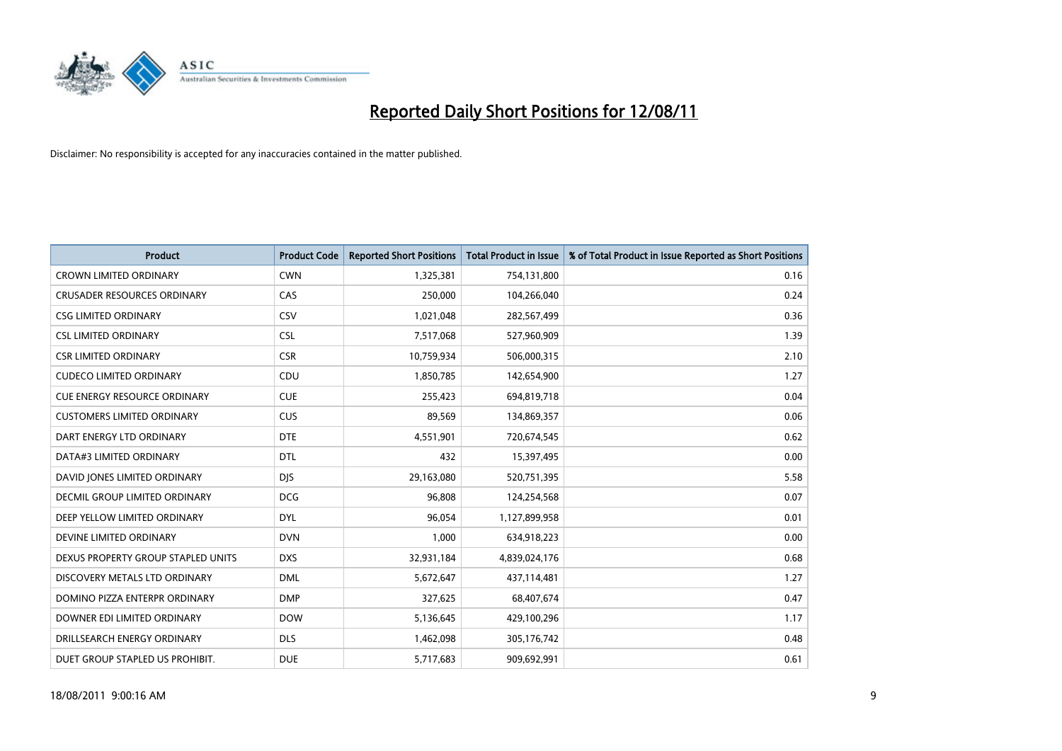# Reported Daily Short Positions for 12/08/11

Disclaimer: No responsibility is accepted for any inaccuracies contained in the matter published.

| Product | Product Code | Reported Short Positions | Total Product in Issue | % of Total Product in Issue Reported as Short Positions |
|---|---|---|---|---|
| CROWN LIMITED ORDINARY | CWN | 1,325,381 | 754,131,800 | 0.16 |
| CRUSADER RESOURCES ORDINARY | CAS | 250,000 | 104,266,040 | 0.24 |
| CSG LIMITED ORDINARY | CSV | 1,021,048 | 282,567,499 | 0.36 |
| CSL LIMITED ORDINARY | CSL | 7,517,068 | 527,960,909 | 1.39 |
| CSR LIMITED ORDINARY | CSR | 10,759,934 | 506,000,315 | 2.10 |
| CUDECO LIMITED ORDINARY | CDU | 1,850,785 | 142,654,900 | 1.27 |
| CUE ENERGY RESOURCE ORDINARY | CUE | 255,423 | 694,819,718 | 0.04 |
| CUSTOMERS LIMITED ORDINARY | CUS | 89,569 | 134,869,357 | 0.06 |
| DART ENERGY LTD ORDINARY | DTE | 4,551,901 | 720,674,545 | 0.62 |
| DATA#3 LIMITED ORDINARY | DTL | 432 | 15,397,495 | 0.00 |
| DAVID JONES LIMITED ORDINARY | DJS | 29,163,080 | 520,751,395 | 5.58 |
| DECMIL GROUP LIMITED ORDINARY | DCG | 96,808 | 124,254,568 | 0.07 |
| DEEP YELLOW LIMITED ORDINARY | DYL | 96,054 | 1,127,899,958 | 0.01 |
| DEVINE LIMITED ORDINARY | DVN | 1,000 | 634,918,223 | 0.00 |
| DEXUS PROPERTY GROUP STAPLED UNITS | DXS | 32,931,184 | 4,839,024,176 | 0.68 |
| DISCOVERY METALS LTD ORDINARY | DML | 5,672,647 | 437,114,481 | 1.27 |
| DOMINO PIZZA ENTERPR ORDINARY | DMP | 327,625 | 68,407,674 | 0.47 |
| DOWNER EDI LIMITED ORDINARY | DOW | 5,136,645 | 429,100,296 | 1.17 |
| DRILLSEARCH ENERGY ORDINARY | DLS | 1,462,098 | 305,176,742 | 0.48 |
| DUET GROUP STAPLED US PROHIBIT. | DUE | 5,717,683 | 909,692,991 | 0.61 |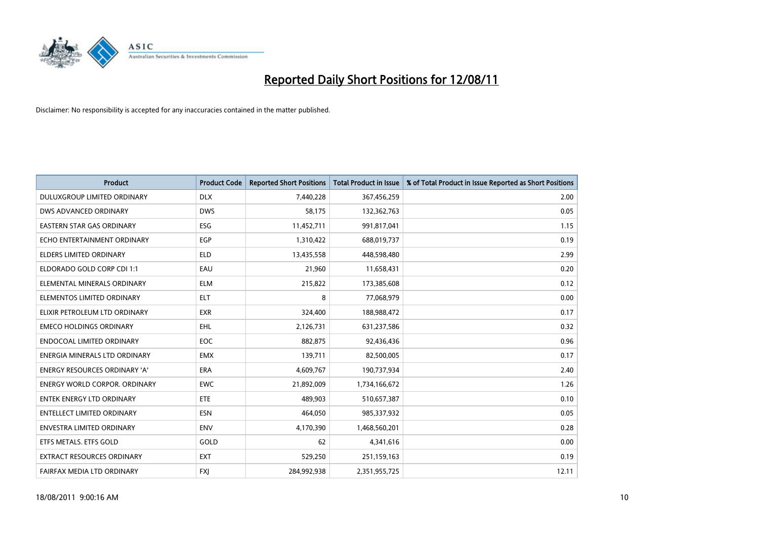# Reported Daily Short Positions for 12/08/11

Disclaimer: No responsibility is accepted for any inaccuracies contained in the matter published.

| Product | Product Code | Reported Short Positions | Total Product in Issue | % of Total Product in Issue Reported as Short Positions |
|---|---|---|---|---|
| DULUXGROUP LIMITED ORDINARY | DLX | 7,440,228 | 367,456,259 | 2.00 |
| DWS ADVANCED ORDINARY | DWS | 58,175 | 132,362,763 | 0.05 |
| EASTERN STAR GAS ORDINARY | ESG | 11,452,711 | 991,817,041 | 1.15 |
| ECHO ENTERTAINMENT ORDINARY | EGP | 1,310,422 | 688,019,737 | 0.19 |
| ELDERS LIMITED ORDINARY | ELD | 13,435,558 | 448,598,480 | 2.99 |
| ELDORADO GOLD CORP CDI 1:1 | EAU | 21,960 | 11,658,431 | 0.20 |
| ELEMENTAL MINERALS ORDINARY | ELM | 215,822 | 173,385,608 | 0.12 |
| ELEMENTOS LIMITED ORDINARY | ELT | 8 | 77,068,979 | 0.00 |
| ELIXIR PETROLEUM LTD ORDINARY | EXR | 324,400 | 188,988,472 | 0.17 |
| EMECO HOLDINGS ORDINARY | EHL | 2,126,731 | 631,237,586 | 0.32 |
| ENDOCOAL LIMITED ORDINARY | EOC | 882,875 | 92,436,436 | 0.96 |
| ENERGIA MINERALS LTD ORDINARY | EMX | 139,711 | 82,500,005 | 0.17 |
| ENERGY RESOURCES ORDINARY 'A' | ERA | 4,609,767 | 190,737,934 | 2.40 |
| ENERGY WORLD CORPOR. ORDINARY | EWC | 21,892,009 | 1,734,166,672 | 1.26 |
| ENTEK ENERGY LTD ORDINARY | ETE | 489,903 | 510,657,387 | 0.10 |
| ENTELLECT LIMITED ORDINARY | ESN | 464,050 | 985,337,932 | 0.05 |
| ENVESTRA LIMITED ORDINARY | ENV | 4,170,390 | 1,468,560,201 | 0.28 |
| ETFS METALS. ETFS GOLD | GOLD | 62 | 4,341,616 | 0.00 |
| EXTRACT RESOURCES ORDINARY | EXT | 529,250 | 251,159,163 | 0.19 |
| FAIRFAX MEDIA LTD ORDINARY | FXJ | 284,992,938 | 2,351,955,725 | 12.11 |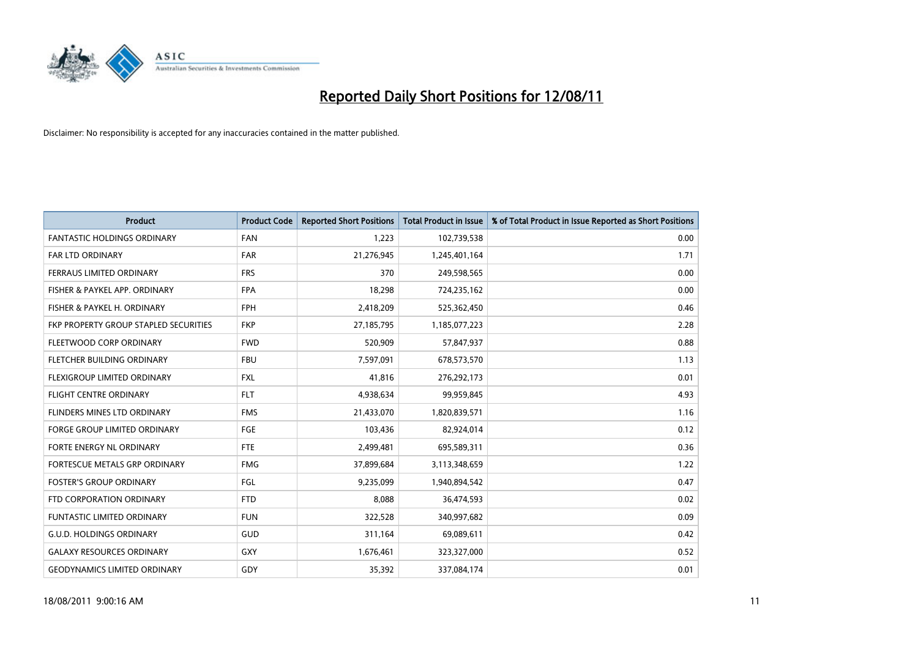# Reported Daily Short Positions for 12/08/11

Disclaimer: No responsibility is accepted for any inaccuracies contained in the matter published.

| Product | Product Code | Reported Short Positions | Total Product in Issue | % of Total Product in Issue Reported as Short Positions |
|---|---|---|---|---|
| FANTASTIC HOLDINGS ORDINARY | FAN | 1,223 | 102,739,538 | 0.00 |
| FAR LTD ORDINARY | FAR | 21,276,945 | 1,245,401,164 | 1.71 |
| FERRAUS LIMITED ORDINARY | FRS | 370 | 249,598,565 | 0.00 |
| FISHER & PAYKEL APP. ORDINARY | FPA | 18,298 | 724,235,162 | 0.00 |
| FISHER & PAYKEL H. ORDINARY | FPH | 2,418,209 | 525,362,450 | 0.46 |
| FKP PROPERTY GROUP STAPLED SECURITIES | FKP | 27,185,795 | 1,185,077,223 | 2.28 |
| FLEETWOOD CORP ORDINARY | FWD | 520,909 | 57,847,937 | 0.88 |
| FLETCHER BUILDING ORDINARY | FBU | 7,597,091 | 678,573,570 | 1.13 |
| FLEXIGROUP LIMITED ORDINARY | FXL | 41,816 | 276,292,173 | 0.01 |
| FLIGHT CENTRE ORDINARY | FLT | 4,938,634 | 99,959,845 | 4.93 |
| FLINDERS MINES LTD ORDINARY | FMS | 21,433,070 | 1,820,839,571 | 1.16 |
| FORGE GROUP LIMITED ORDINARY | FGE | 103,436 | 82,924,014 | 0.12 |
| FORTE ENERGY NL ORDINARY | FTE | 2,499,481 | 695,589,311 | 0.36 |
| FORTESCUE METALS GRP ORDINARY | FMG | 37,899,684 | 3,113,348,659 | 1.22 |
| FOSTER'S GROUP ORDINARY | FGL | 9,235,099 | 1,940,894,542 | 0.47 |
| FTD CORPORATION ORDINARY | FTD | 8,088 | 36,474,593 | 0.02 |
| FUNTASTIC LIMITED ORDINARY | FUN | 322,528 | 340,997,682 | 0.09 |
| G.U.D. HOLDINGS ORDINARY | GUD | 311,164 | 69,089,611 | 0.42 |
| GALAXY RESOURCES ORDINARY | GXY | 1,676,461 | 323,327,000 | 0.52 |
| GEODYNAMICS LIMITED ORDINARY | GDY | 35,392 | 337,084,174 | 0.01 |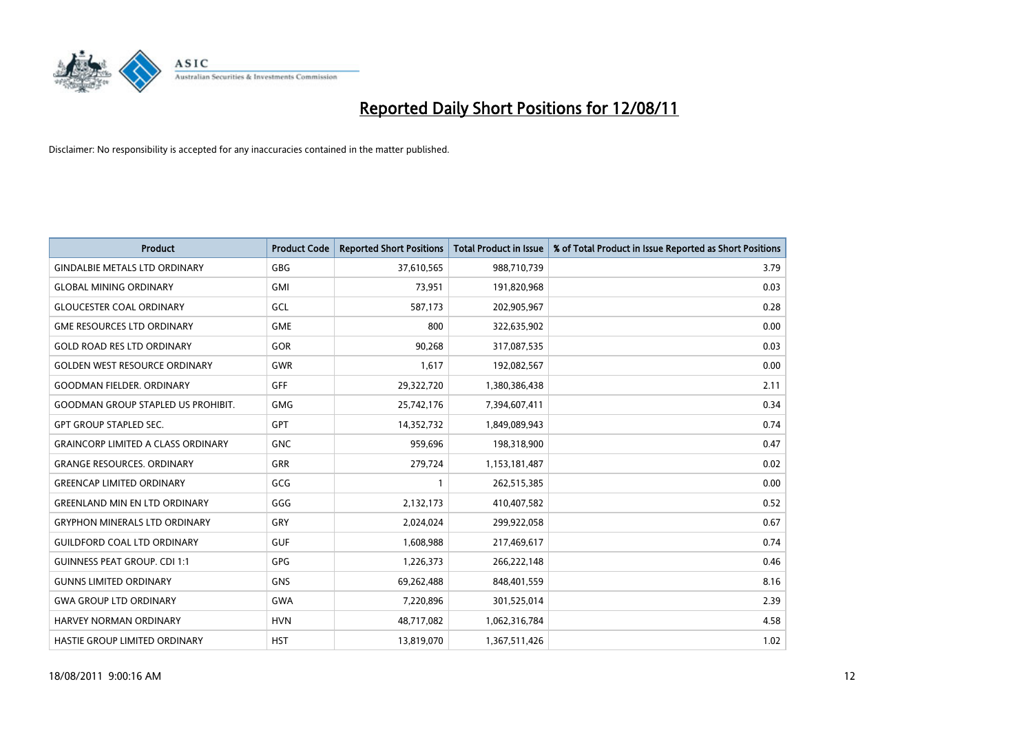# Reported Daily Short Positions for 12/08/11

Disclaimer: No responsibility is accepted for any inaccuracies contained in the matter published.

| Product | Product Code | Reported Short Positions | Total Product in Issue | % of Total Product in Issue Reported as Short Positions |
|---|---|---|---|---|
| GINDALBIE METALS LTD ORDINARY | GBG | 37,610,565 | 988,710,739 | 3.79 |
| GLOBAL MINING ORDINARY | GMI | 73,951 | 191,820,968 | 0.03 |
| GLOUCESTER COAL ORDINARY | GCL | 587,173 | 202,905,967 | 0.28 |
| GME RESOURCES LTD ORDINARY | GME | 800 | 322,635,902 | 0.00 |
| GOLD ROAD RES LTD ORDINARY | GOR | 90,268 | 317,087,535 | 0.03 |
| GOLDEN WEST RESOURCE ORDINARY | GWR | 1,617 | 192,082,567 | 0.00 |
| GOODMAN FIELDER. ORDINARY | GFF | 29,322,720 | 1,380,386,438 | 2.11 |
| GOODMAN GROUP STAPLED US PROHIBIT. | GMG | 25,742,176 | 7,394,607,411 | 0.34 |
| GPT GROUP STAPLED SEC. | GPT | 14,352,732 | 1,849,089,943 | 0.74 |
| GRAINCORP LIMITED A CLASS ORDINARY | GNC | 959,696 | 198,318,900 | 0.47 |
| GRANGE RESOURCES. ORDINARY | GRR | 279,724 | 1,153,181,487 | 0.02 |
| GREENCAP LIMITED ORDINARY | GCG | 1 | 262,515,385 | 0.00 |
| GREENLAND MIN EN LTD ORDINARY | GGG | 2,132,173 | 410,407,582 | 0.52 |
| GRYPHON MINERALS LTD ORDINARY | GRY | 2,024,024 | 299,922,058 | 0.67 |
| GUILDFORD COAL LTD ORDINARY | GUF | 1,608,988 | 217,469,617 | 0.74 |
| GUINNESS PEAT GROUP. CDI 1:1 | GPG | 1,226,373 | 266,222,148 | 0.46 |
| GUNNS LIMITED ORDINARY | GNS | 69,262,488 | 848,401,559 | 8.16 |
| GWA GROUP LTD ORDINARY | GWA | 7,220,896 | 301,525,014 | 2.39 |
| HARVEY NORMAN ORDINARY | HVN | 48,717,082 | 1,062,316,784 | 4.58 |
| HASTIE GROUP LIMITED ORDINARY | HST | 13,819,070 | 1,367,511,426 | 1.02 |

18/08/2011 9:00:16 AM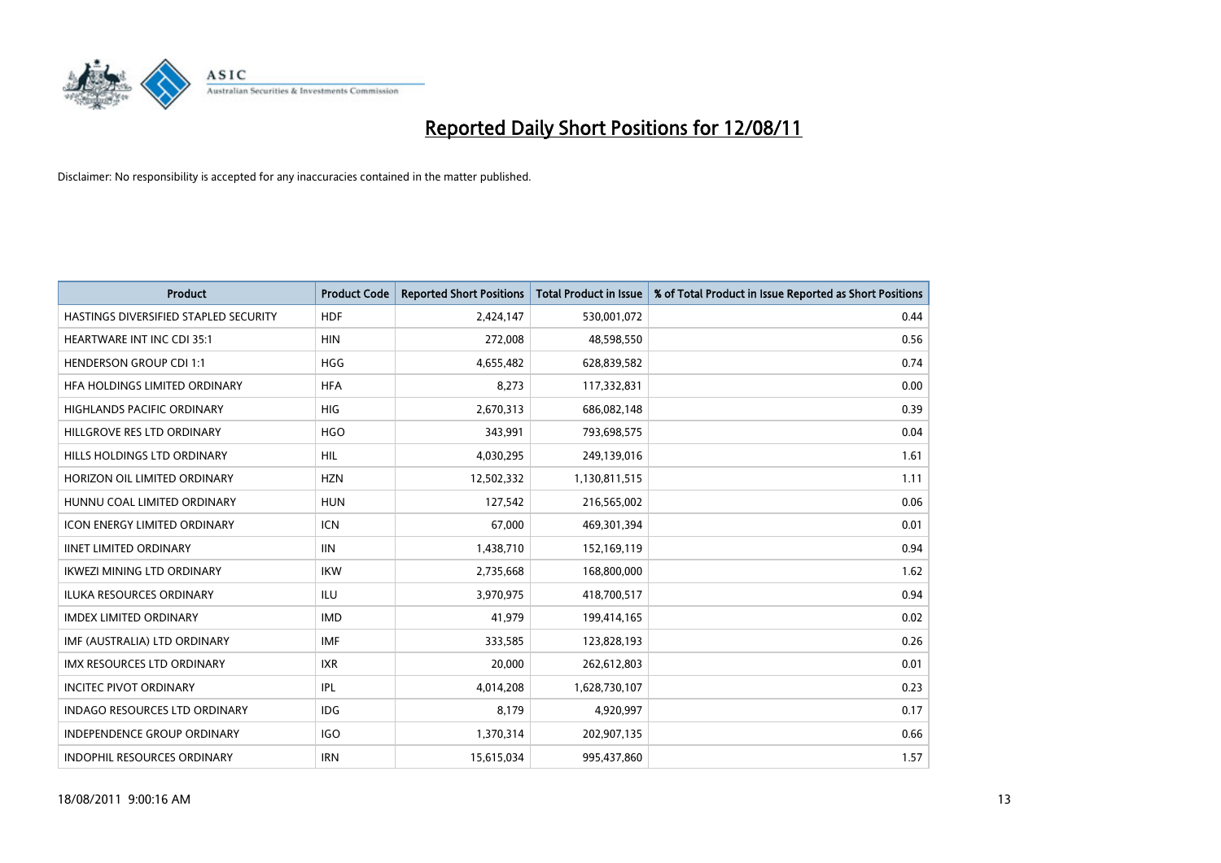# Reported Daily Short Positions for 12/08/11

Disclaimer: No responsibility is accepted for any inaccuracies contained in the matter published.

| Product | Product Code | Reported Short Positions | Total Product in Issue | % of Total Product in Issue Reported as Short Positions |
|---|---|---|---|---|
| HASTINGS DIVERSIFIED STAPLED SECURITY | HDF | 2,424,147 | 530,001,072 | 0.44 |
| HEARTWARE INT INC CDI 35:1 | HIN | 272,008 | 48,598,550 | 0.56 |
| HENDERSON GROUP CDI 1:1 | HGG | 4,655,482 | 628,839,582 | 0.74 |
| HFA HOLDINGS LIMITED ORDINARY | HFA | 8,273 | 117,332,831 | 0.00 |
| HIGHLANDS PACIFIC ORDINARY | HIG | 2,670,313 | 686,082,148 | 0.39 |
| HILLGROVE RES LTD ORDINARY | HGO | 343,991 | 793,698,575 | 0.04 |
| HILLS HOLDINGS LTD ORDINARY | HIL | 4,030,295 | 249,139,016 | 1.61 |
| HORIZON OIL LIMITED ORDINARY | HZN | 12,502,332 | 1,130,811,515 | 1.11 |
| HUNNU COAL LIMITED ORDINARY | HUN | 127,542 | 216,565,002 | 0.06 |
| ICON ENERGY LIMITED ORDINARY | ICN | 67,000 | 469,301,394 | 0.01 |
| IINET LIMITED ORDINARY | IIN | 1,438,710 | 152,169,119 | 0.94 |
| IKWEZI MINING LTD ORDINARY | IKW | 2,735,668 | 168,800,000 | 1.62 |
| ILUKA RESOURCES ORDINARY | ILU | 3,970,975 | 418,700,517 | 0.94 |
| IMDEX LIMITED ORDINARY | IMD | 41,979 | 199,414,165 | 0.02 |
| IMF (AUSTRALIA) LTD ORDINARY | IMF | 333,585 | 123,828,193 | 0.26 |
| IMX RESOURCES LTD ORDINARY | IXR | 20,000 | 262,612,803 | 0.01 |
| INCITEC PIVOT ORDINARY | IPL | 4,014,208 | 1,628,730,107 | 0.23 |
| INDAGO RESOURCES LTD ORDINARY | IDG | 8,179 | 4,920,997 | 0.17 |
| INDEPENDENCE GROUP ORDINARY | IGO | 1,370,314 | 202,907,135 | 0.66 |
| INDOPHIL RESOURCES ORDINARY | IRN | 15,615,034 | 995,437,860 | 1.57 |

18/08/2011 9:00:16 AM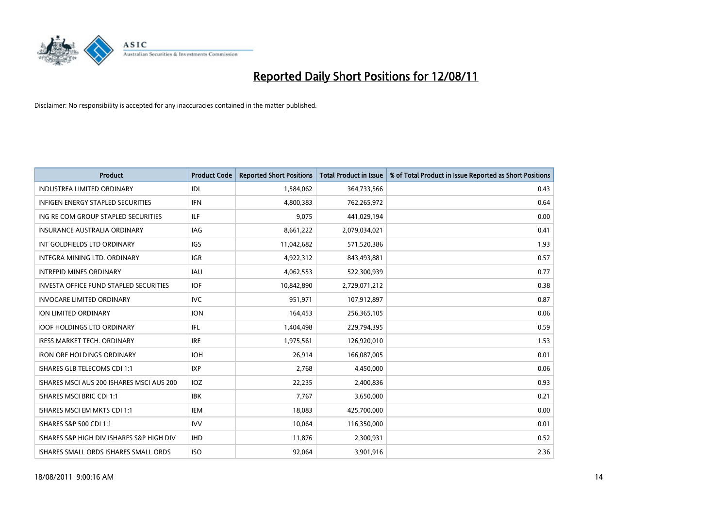# Reported Daily Short Positions for 12/08/11

Disclaimer: No responsibility is accepted for any inaccuracies contained in the matter published.

| Product | Product Code | Reported Short Positions | Total Product in Issue | % of Total Product in Issue Reported as Short Positions |
|---|---|---|---|---|
| INDUSTREA LIMITED ORDINARY | IDL | 1,584,062 | 364,733,566 | 0.43 |
| INFIGEN ENERGY STAPLED SECURITIES | IFN | 4,800,383 | 762,265,972 | 0.64 |
| ING RE COM GROUP STAPLED SECURITIES | ILF | 9,075 | 441,029,194 | 0.00 |
| INSURANCE AUSTRALIA ORDINARY | IAG | 8,661,222 | 2,079,034,021 | 0.41 |
| INT GOLDFIELDS LTD ORDINARY | IGS | 11,042,682 | 571,520,386 | 1.93 |
| INTEGRA MINING LTD. ORDINARY | IGR | 4,922,312 | 843,493,881 | 0.57 |
| INTREPID MINES ORDINARY | IAU | 4,062,553 | 522,300,939 | 0.77 |
| INVESTA OFFICE FUND STAPLED SECURITIES | IOF | 10,842,890 | 2,729,071,212 | 0.38 |
| INVOCARE LIMITED ORDINARY | IVC | 951,971 | 107,912,897 | 0.87 |
| ION LIMITED ORDINARY | ION | 164,453 | 256,365,105 | 0.06 |
| IOOF HOLDINGS LTD ORDINARY | IFL | 1,404,498 | 229,794,395 | 0.59 |
| IRESS MARKET TECH. ORDINARY | IRE | 1,975,561 | 126,920,010 | 1.53 |
| IRON ORE HOLDINGS ORDINARY | IOH | 26,914 | 166,087,005 | 0.01 |
| ISHARES GLB TELECOMS CDI 1:1 | IXP | 2,768 | 4,450,000 | 0.06 |
| ISHARES MSCI AUS 200 ISHARES MSCI AUS 200 | IOZ | 22,235 | 2,400,836 | 0.93 |
| ISHARES MSCI BRIC CDI 1:1 | IBK | 7,767 | 3,650,000 | 0.21 |
| ISHARES MSCI EM MKTS CDI 1:1 | IEM | 18,083 | 425,700,000 | 0.00 |
| ISHARES S&P 500 CDI 1:1 | IVV | 10,064 | 116,350,000 | 0.01 |
| ISHARES S&P HIGH DIV ISHARES S&P HIGH DIV | IHD | 11,876 | 2,300,931 | 0.52 |
| ISHARES SMALL ORDS ISHARES SMALL ORDS | ISO | 92,064 | 3,901,916 | 2.36 |

18/08/2011 9:00:16 AM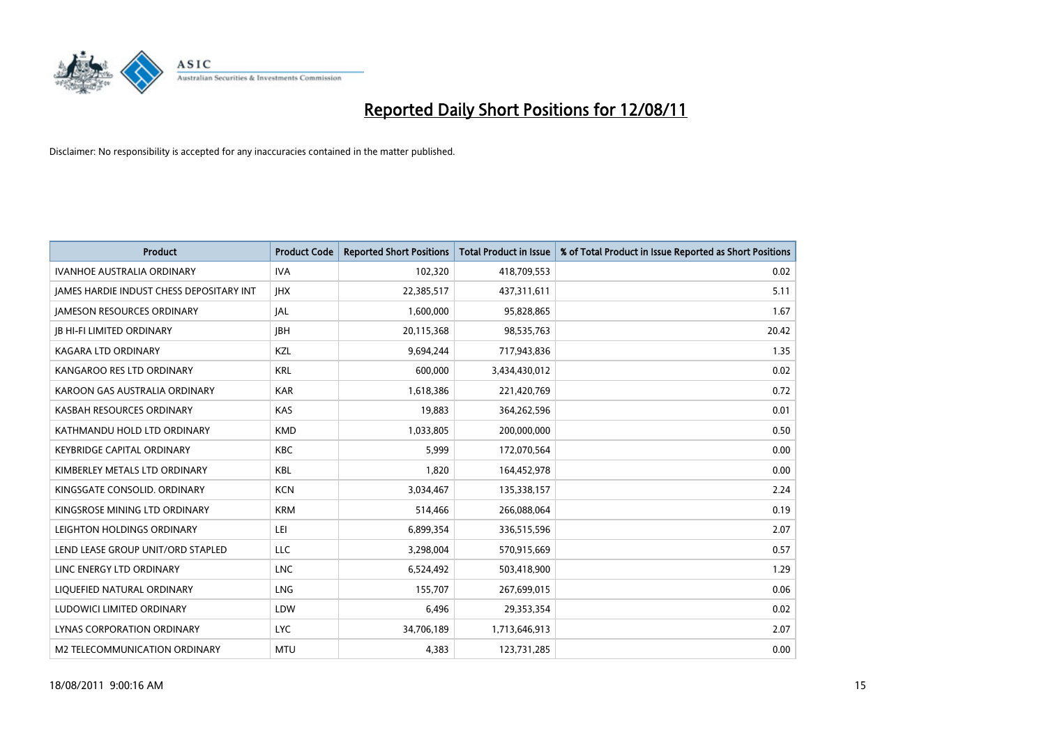# Reported Daily Short Positions for 12/08/11

Disclaimer: No responsibility is accepted for any inaccuracies contained in the matter published.

| Product | Product Code | Reported Short Positions | Total Product in Issue | % of Total Product in Issue Reported as Short Positions |
|---|---|---|---|---|
| IVANHOE AUSTRALIA ORDINARY | IVA | 102,320 | 418,709,553 | 0.02 |
| JAMES HARDIE INDUST CHESS DEPOSITARY INT | JHX | 22,385,517 | 437,311,611 | 5.11 |
| JAMESON RESOURCES ORDINARY | JAL | 1,600,000 | 95,828,865 | 1.67 |
| JB HI-FI LIMITED ORDINARY | JBH | 20,115,368 | 98,535,763 | 20.42 |
| KAGARA LTD ORDINARY | KZL | 9,694,244 | 717,943,836 | 1.35 |
| KANGAROO RES LTD ORDINARY | KRL | 600,000 | 3,434,430,012 | 0.02 |
| KAROON GAS AUSTRALIA ORDINARY | KAR | 1,618,386 | 221,420,769 | 0.72 |
| KASBAH RESOURCES ORDINARY | KAS | 19,883 | 364,262,596 | 0.01 |
| KATHMANDU HOLD LTD ORDINARY | KMD | 1,033,805 | 200,000,000 | 0.50 |
| KEYBRIDGE CAPITAL ORDINARY | KBC | 5,999 | 172,070,564 | 0.00 |
| KIMBERLEY METALS LTD ORDINARY | KBL | 1,820 | 164,452,978 | 0.00 |
| KINGSGATE CONSOLID. ORDINARY | KCN | 3,034,467 | 135,338,157 | 2.24 |
| KINGSROSE MINING LTD ORDINARY | KRM | 514,466 | 266,088,064 | 0.19 |
| LEIGHTON HOLDINGS ORDINARY | LEI | 6,899,354 | 336,515,596 | 2.07 |
| LEND LEASE GROUP UNIT/ORD STAPLED | LLC | 3,298,004 | 570,915,669 | 0.57 |
| LINC ENERGY LTD ORDINARY | LNC | 6,524,492 | 503,418,900 | 1.29 |
| LIQUEFIED NATURAL ORDINARY | LNG | 155,707 | 267,699,015 | 0.06 |
| LUDOWICI LIMITED ORDINARY | LDW | 6,496 | 29,353,354 | 0.02 |
| LYNAS CORPORATION ORDINARY | LYC | 34,706,189 | 1,713,646,913 | 2.07 |
| M2 TELECOMMUNICATION ORDINARY | MTU | 4,383 | 123,731,285 | 0.00 |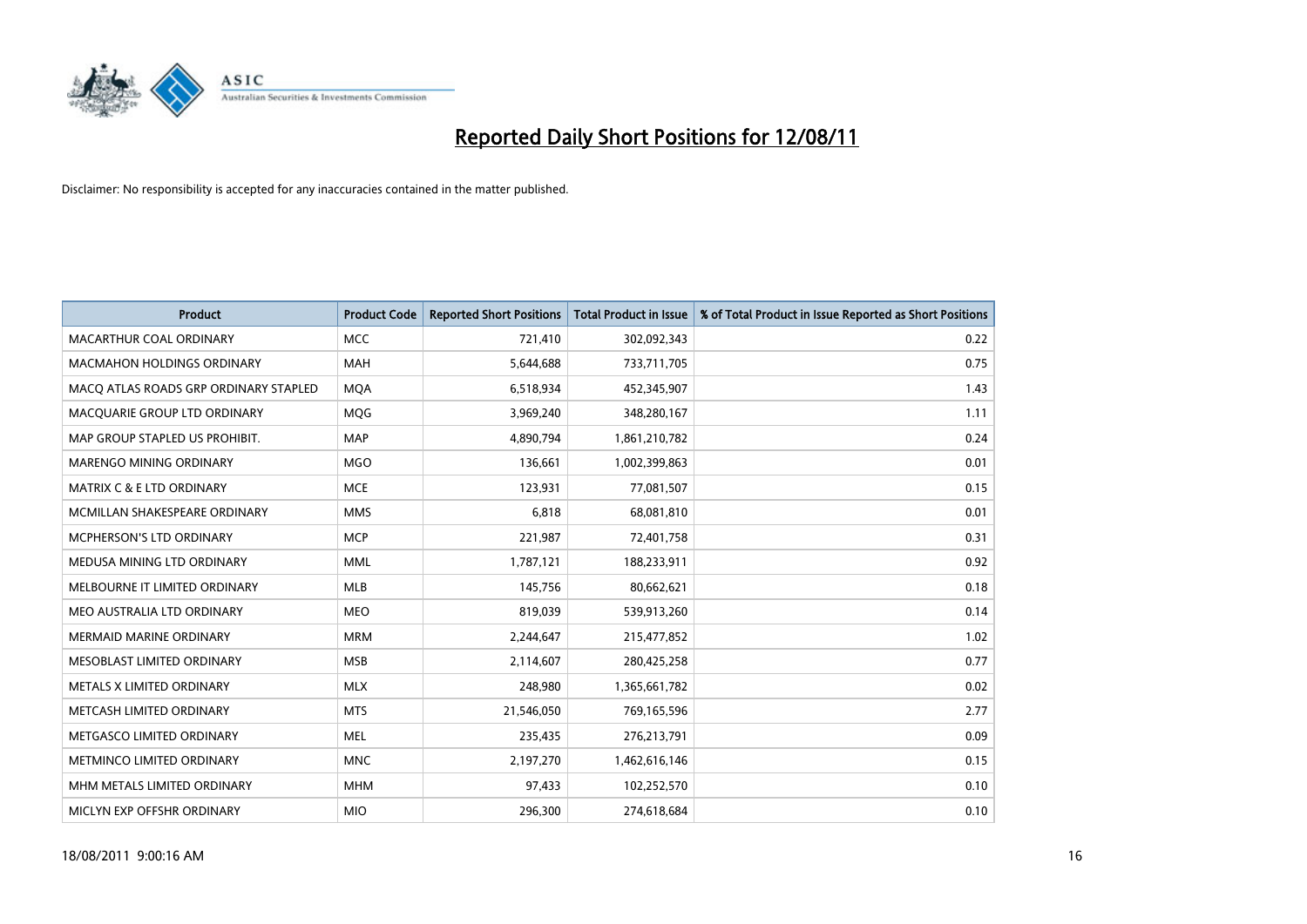# Reported Daily Short Positions for 12/08/11

Disclaimer: No responsibility is accepted for any inaccuracies contained in the matter published.

| Product | Product Code | Reported Short Positions | Total Product in Issue | % of Total Product in Issue Reported as Short Positions |
|---|---|---|---|---|
| MACARTHUR COAL ORDINARY | MCC | 721,410 | 302,092,343 | 0.22 |
| MACMAHON HOLDINGS ORDINARY | MAH | 5,644,688 | 733,711,705 | 0.75 |
| MACQ ATLAS ROADS GRP ORDINARY STAPLED | MQA | 6,518,934 | 452,345,907 | 1.43 |
| MACQUARIE GROUP LTD ORDINARY | MQG | 3,969,240 | 348,280,167 | 1.11 |
| MAP GROUP STAPLED US PROHIBIT. | MAP | 4,890,794 | 1,861,210,782 | 0.24 |
| MARENGO MINING ORDINARY | MGO | 136,661 | 1,002,399,863 | 0.01 |
| MATRIX C & E LTD ORDINARY | MCE | 123,931 | 77,081,507 | 0.15 |
| MCMILLAN SHAKESPEARE ORDINARY | MMS | 6,818 | 68,081,810 | 0.01 |
| MCPHERSON'S LTD ORDINARY | MCP | 221,987 | 72,401,758 | 0.31 |
| MEDUSA MINING LTD ORDINARY | MML | 1,787,121 | 188,233,911 | 0.92 |
| MELBOURNE IT LIMITED ORDINARY | MLB | 145,756 | 80,662,621 | 0.18 |
| MEO AUSTRALIA LTD ORDINARY | MEO | 819,039 | 539,913,260 | 0.14 |
| MERMAID MARINE ORDINARY | MRM | 2,244,647 | 215,477,852 | 1.02 |
| MESOBLAST LIMITED ORDINARY | MSB | 2,114,607 | 280,425,258 | 0.77 |
| METALS X LIMITED ORDINARY | MLX | 248,980 | 1,365,661,782 | 0.02 |
| METCASH LIMITED ORDINARY | MTS | 21,546,050 | 769,165,596 | 2.77 |
| METGASCO LIMITED ORDINARY | MEL | 235,435 | 276,213,791 | 0.09 |
| METMINCO LIMITED ORDINARY | MNC | 2,197,270 | 1,462,616,146 | 0.15 |
| MHM METALS LIMITED ORDINARY | MHM | 97,433 | 102,252,570 | 0.10 |
| MICLYN EXP OFFSHR ORDINARY | MIO | 296,300 | 274,618,684 | 0.10 |

18/08/2011 9:00:16 AM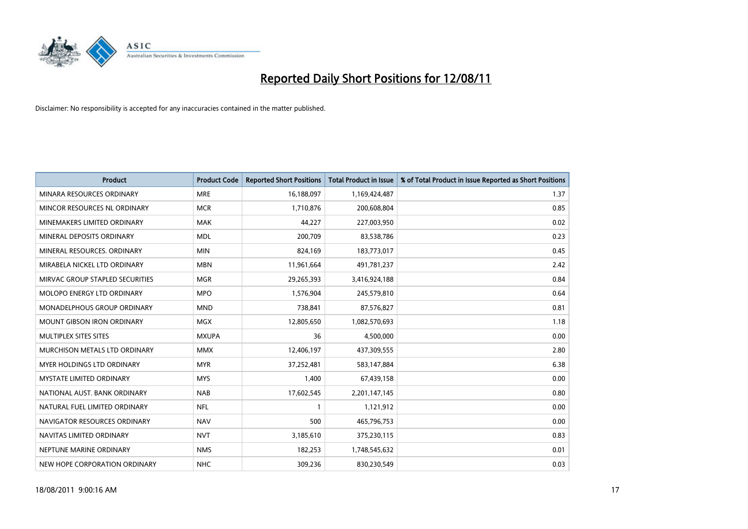# Reported Daily Short Positions for 12/08/11

Disclaimer: No responsibility is accepted for any inaccuracies contained in the matter published.

| Product | Product Code | Reported Short Positions | Total Product in Issue | % of Total Product in Issue Reported as Short Positions |
|---|---|---|---|---|
| MINARA RESOURCES ORDINARY | MRE | 16,188,097 | 1,169,424,487 | 1.37 |
| MINCOR RESOURCES NL ORDINARY | MCR | 1,710,876 | 200,608,804 | 0.85 |
| MINEMAKERS LIMITED ORDINARY | MAK | 44,227 | 227,003,950 | 0.02 |
| MINERAL DEPOSITS ORDINARY | MDL | 200,709 | 83,538,786 | 0.23 |
| MINERAL RESOURCES. ORDINARY | MIN | 824,169 | 183,773,017 | 0.45 |
| MIRABELA NICKEL LTD ORDINARY | MBN | 11,961,664 | 491,781,237 | 2.42 |
| MIRVAC GROUP STAPLED SECURITIES | MGR | 29,265,393 | 3,416,924,188 | 0.84 |
| MOLOPO ENERGY LTD ORDINARY | MPO | 1,576,904 | 245,579,810 | 0.64 |
| MONADELPHOUS GROUP ORDINARY | MND | 738,841 | 87,576,827 | 0.81 |
| MOUNT GIBSON IRON ORDINARY | MGX | 12,805,650 | 1,082,570,693 | 1.18 |
| MULTIPLEX SITES SITES | MXUPA | 36 | 4,500,000 | 0.00 |
| MURCHISON METALS LTD ORDINARY | MMX | 12,406,197 | 437,309,555 | 2.80 |
| MYER HOLDINGS LTD ORDINARY | MYR | 37,252,481 | 583,147,884 | 6.38 |
| MYSTATE LIMITED ORDINARY | MYS | 1,400 | 67,439,158 | 0.00 |
| NATIONAL AUST. BANK ORDINARY | NAB | 17,602,545 | 2,201,147,145 | 0.80 |
| NATURAL FUEL LIMITED ORDINARY | NFL | 1 | 1,121,912 | 0.00 |
| NAVIGATOR RESOURCES ORDINARY | NAV | 500 | 465,796,753 | 0.00 |
| NAVITAS LIMITED ORDINARY | NVT | 3,185,610 | 375,230,115 | 0.83 |
| NEPTUNE MARINE ORDINARY | NMS | 182,253 | 1,748,545,632 | 0.01 |
| NEW HOPE CORPORATION ORDINARY | NHC | 309,236 | 830,230,549 | 0.03 |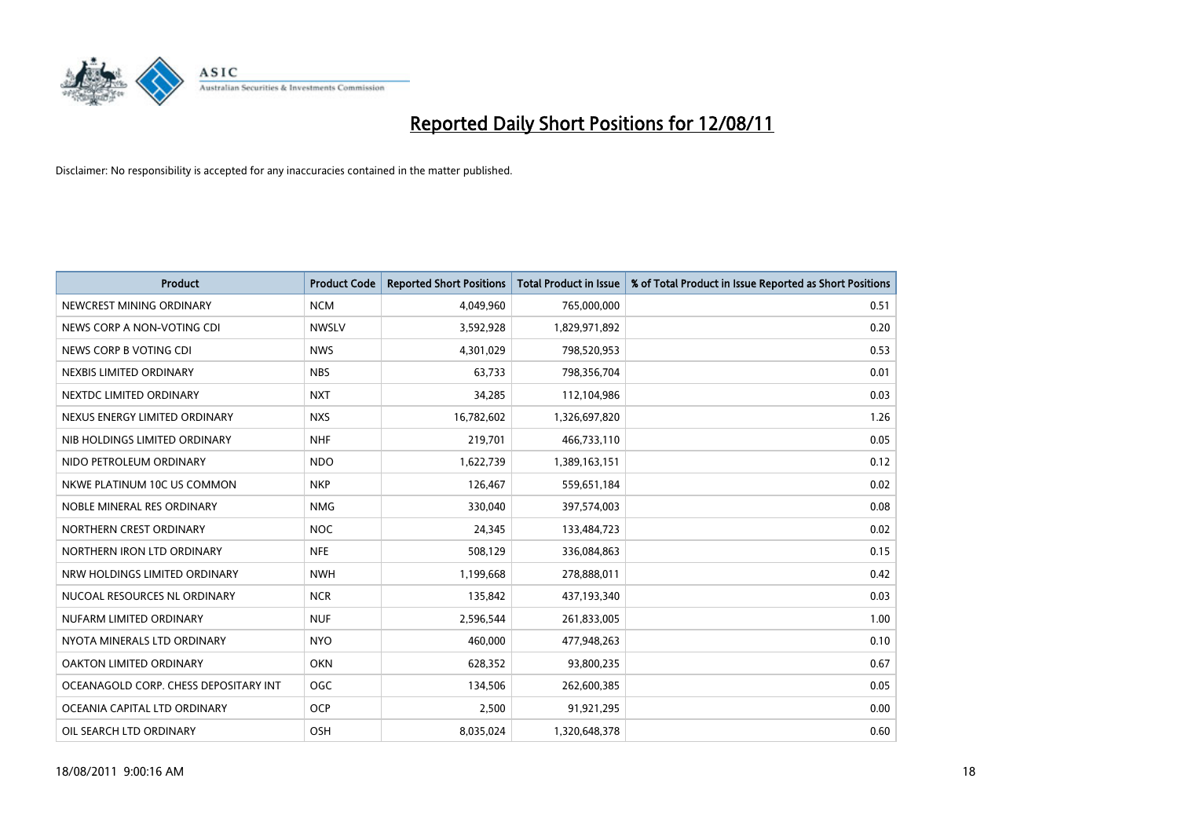# Reported Daily Short Positions for 12/08/11

Disclaimer: No responsibility is accepted for any inaccuracies contained in the matter published.

| Product | Product Code | Reported Short Positions | Total Product in Issue | % of Total Product in Issue Reported as Short Positions |
|---|---|---|---|---|
| NEWCREST MINING ORDINARY | NCM | 4,049,960 | 765,000,000 | 0.51 |
| NEWS CORP A NON-VOTING CDI | NWSLV | 3,592,928 | 1,829,971,892 | 0.20 |
| NEWS CORP B VOTING CDI | NWS | 4,301,029 | 798,520,953 | 0.53 |
| NEXBIS LIMITED ORDINARY | NBS | 63,733 | 798,356,704 | 0.01 |
| NEXTDC LIMITED ORDINARY | NXT | 34,285 | 112,104,986 | 0.03 |
| NEXUS ENERGY LIMITED ORDINARY | NXS | 16,782,602 | 1,326,697,820 | 1.26 |
| NIB HOLDINGS LIMITED ORDINARY | NHF | 219,701 | 466,733,110 | 0.05 |
| NIDO PETROLEUM ORDINARY | NDO | 1,622,739 | 1,389,163,151 | 0.12 |
| NKWE PLATINUM 10C US COMMON | NKP | 126,467 | 559,651,184 | 0.02 |
| NOBLE MINERAL RES ORDINARY | NMG | 330,040 | 397,574,003 | 0.08 |
| NORTHERN CREST ORDINARY | NOC | 24,345 | 133,484,723 | 0.02 |
| NORTHERN IRON LTD ORDINARY | NFE | 508,129 | 336,084,863 | 0.15 |
| NRW HOLDINGS LIMITED ORDINARY | NWH | 1,199,668 | 278,888,011 | 0.42 |
| NUCOAL RESOURCES NL ORDINARY | NCR | 135,842 | 437,193,340 | 0.03 |
| NUFARM LIMITED ORDINARY | NUF | 2,596,544 | 261,833,005 | 1.00 |
| NYOTA MINERALS LTD ORDINARY | NYO | 460,000 | 477,948,263 | 0.10 |
| OAKTON LIMITED ORDINARY | OKN | 628,352 | 93,800,235 | 0.67 |
| OCEANAGOLD CORP. CHESS DEPOSITARY INT | OGC | 134,506 | 262,600,385 | 0.05 |
| OCEANIA CAPITAL LTD ORDINARY | OCP | 2,500 | 91,921,295 | 0.00 |
| OIL SEARCH LTD ORDINARY | OSH | 8,035,024 | 1,320,648,378 | 0.60 |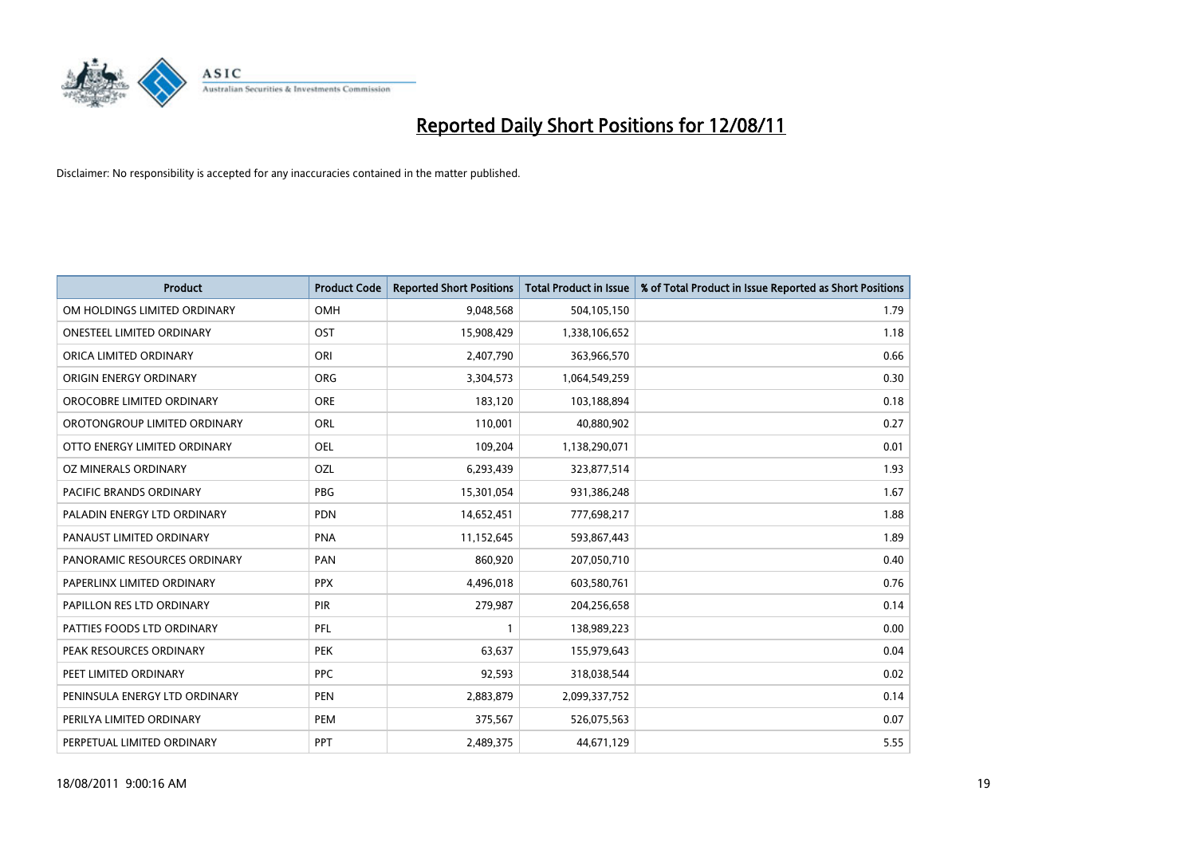# Reported Daily Short Positions for 12/08/11

Disclaimer: No responsibility is accepted for any inaccuracies contained in the matter published.

| Product | Product Code | Reported Short Positions | Total Product in Issue | % of Total Product in Issue Reported as Short Positions |
|---|---|---|---|---|
| OM HOLDINGS LIMITED ORDINARY | OMH | 9,048,568 | 504,105,150 | 1.79 |
| ONESTEEL LIMITED ORDINARY | OST | 15,908,429 | 1,338,106,652 | 1.18 |
| ORICA LIMITED ORDINARY | ORI | 2,407,790 | 363,966,570 | 0.66 |
| ORIGIN ENERGY ORDINARY | ORG | 3,304,573 | 1,064,549,259 | 0.30 |
| OROCOBRE LIMITED ORDINARY | ORE | 183,120 | 103,188,894 | 0.18 |
| OROTONGROUP LIMITED ORDINARY | ORL | 110,001 | 40,880,902 | 0.27 |
| OTTO ENERGY LIMITED ORDINARY | OEL | 109,204 | 1,138,290,071 | 0.01 |
| OZ MINERALS ORDINARY | OZL | 6,293,439 | 323,877,514 | 1.93 |
| PACIFIC BRANDS ORDINARY | PBG | 15,301,054 | 931,386,248 | 1.67 |
| PALADIN ENERGY LTD ORDINARY | PDN | 14,652,451 | 777,698,217 | 1.88 |
| PANAUST LIMITED ORDINARY | PNA | 11,152,645 | 593,867,443 | 1.89 |
| PANORAMIC RESOURCES ORDINARY | PAN | 860,920 | 207,050,710 | 0.40 |
| PAPERLINX LIMITED ORDINARY | PPX | 4,496,018 | 603,580,761 | 0.76 |
| PAPILLON RES LTD ORDINARY | PIR | 279,987 | 204,256,658 | 0.14 |
| PATTIES FOODS LTD ORDINARY | PFL | 1 | 138,989,223 | 0.00 |
| PEAK RESOURCES ORDINARY | PEK | 63,637 | 155,979,643 | 0.04 |
| PEET LIMITED ORDINARY | PPC | 92,593 | 318,038,544 | 0.02 |
| PENINSULA ENERGY LTD ORDINARY | PEN | 2,883,879 | 2,099,337,752 | 0.14 |
| PERILYA LIMITED ORDINARY | PEM | 375,567 | 526,075,563 | 0.07 |
| PERPETUAL LIMITED ORDINARY | PPT | 2,489,375 | 44,671,129 | 5.55 |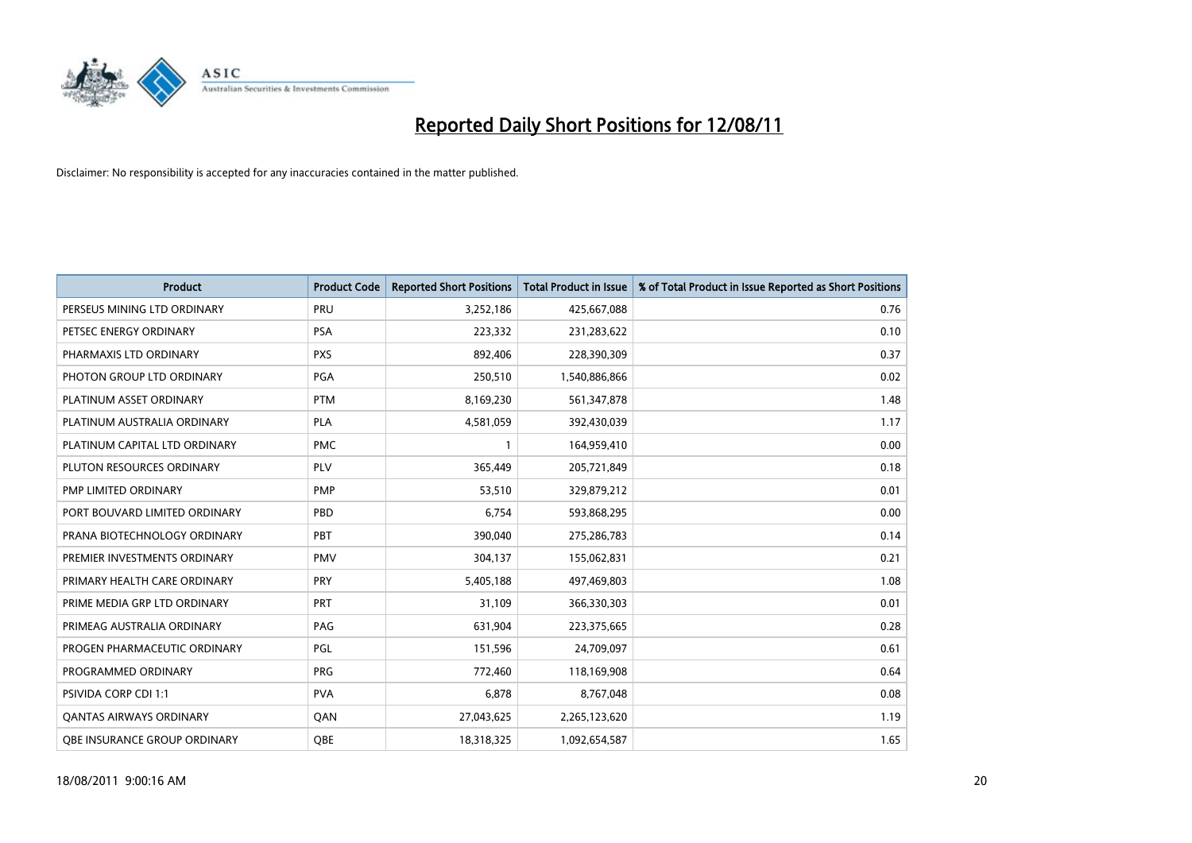# Reported Daily Short Positions for 12/08/11

Disclaimer: No responsibility is accepted for any inaccuracies contained in the matter published.

| Product | Product Code | Reported Short Positions | Total Product in Issue | % of Total Product in Issue Reported as Short Positions |
|---|---|---|---|---|
| PERSEUS MINING LTD ORDINARY | PRU | 3,252,186 | 425,667,088 | 0.76 |
| PETSEC ENERGY ORDINARY | PSA | 223,332 | 231,283,622 | 0.10 |
| PHARMAXIS LTD ORDINARY | PXS | 892,406 | 228,390,309 | 0.37 |
| PHOTON GROUP LTD ORDINARY | PGA | 250,510 | 1,540,886,866 | 0.02 |
| PLATINUM ASSET ORDINARY | PTM | 8,169,230 | 561,347,878 | 1.48 |
| PLATINUM AUSTRALIA ORDINARY | PLA | 4,581,059 | 392,430,039 | 1.17 |
| PLATINUM CAPITAL LTD ORDINARY | PMC | 1 | 164,959,410 | 0.00 |
| PLUTON RESOURCES ORDINARY | PLV | 365,449 | 205,721,849 | 0.18 |
| PMP LIMITED ORDINARY | PMP | 53,510 | 329,879,212 | 0.01 |
| PORT BOUVARD LIMITED ORDINARY | PBD | 6,754 | 593,868,295 | 0.00 |
| PRANA BIOTECHNOLOGY ORDINARY | PBT | 390,040 | 275,286,783 | 0.14 |
| PREMIER INVESTMENTS ORDINARY | PMV | 304,137 | 155,062,831 | 0.21 |
| PRIMARY HEALTH CARE ORDINARY | PRY | 5,405,188 | 497,469,803 | 1.08 |
| PRIME MEDIA GRP LTD ORDINARY | PRT | 31,109 | 366,330,303 | 0.01 |
| PRIMEAG AUSTRALIA ORDINARY | PAG | 631,904 | 223,375,665 | 0.28 |
| PROGEN PHARMACEUTIC ORDINARY | PGL | 151,596 | 24,709,097 | 0.61 |
| PROGRAMMED ORDINARY | PRG | 772,460 | 118,169,908 | 0.64 |
| PSIVIDA CORP CDI 1:1 | PVA | 6,878 | 8,767,048 | 0.08 |
| QANTAS AIRWAYS ORDINARY | QAN | 27,043,625 | 2,265,123,620 | 1.19 |
| QBE INSURANCE GROUP ORDINARY | QBE | 18,318,325 | 1,092,654,587 | 1.65 |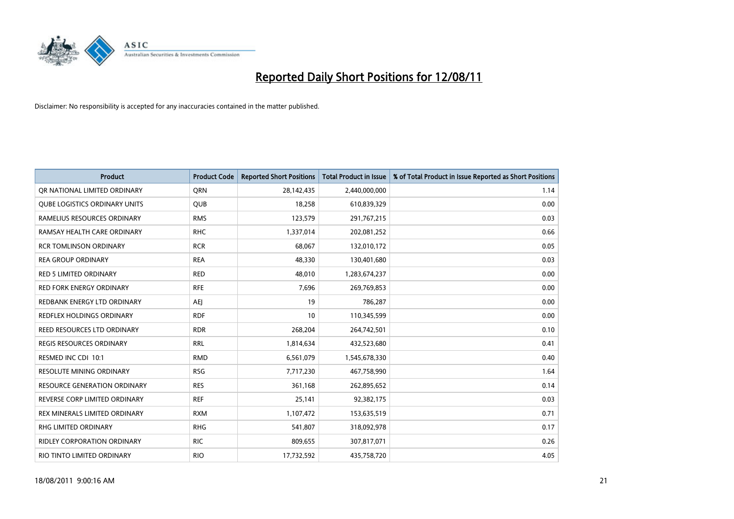# Reported Daily Short Positions for 12/08/11

Disclaimer: No responsibility is accepted for any inaccuracies contained in the matter published.

| Product | Product Code | Reported Short Positions | Total Product in Issue | % of Total Product in Issue Reported as Short Positions |
|---|---|---|---|---|
| QR NATIONAL LIMITED ORDINARY | QRN | 28,142,435 | 2,440,000,000 | 1.14 |
| QUBE LOGISTICS ORDINARY UNITS | QUB | 18,258 | 610,839,329 | 0.00 |
| RAMELIUS RESOURCES ORDINARY | RMS | 123,579 | 291,767,215 | 0.03 |
| RAMSAY HEALTH CARE ORDINARY | RHC | 1,337,014 | 202,081,252 | 0.66 |
| RCR TOMLINSON ORDINARY | RCR | 68,067 | 132,010,172 | 0.05 |
| REA GROUP ORDINARY | REA | 48,330 | 130,401,680 | 0.03 |
| RED 5 LIMITED ORDINARY | RED | 48,010 | 1,283,674,237 | 0.00 |
| RED FORK ENERGY ORDINARY | RFE | 7,696 | 269,769,853 | 0.00 |
| REDBANK ENERGY LTD ORDINARY | AEJ | 19 | 786,287 | 0.00 |
| REDFLEX HOLDINGS ORDINARY | RDF | 10 | 110,345,599 | 0.00 |
| REED RESOURCES LTD ORDINARY | RDR | 268,204 | 264,742,501 | 0.10 |
| REGIS RESOURCES ORDINARY | RRL | 1,814,634 | 432,523,680 | 0.41 |
| RESMED INC CDI 10:1 | RMD | 6,561,079 | 1,545,678,330 | 0.40 |
| RESOLUTE MINING ORDINARY | RSG | 7,717,230 | 467,758,990 | 1.64 |
| RESOURCE GENERATION ORDINARY | RES | 361,168 | 262,895,652 | 0.14 |
| REVERSE CORP LIMITED ORDINARY | REF | 25,141 | 92,382,175 | 0.03 |
| REX MINERALS LIMITED ORDINARY | RXM | 1,107,472 | 153,635,519 | 0.71 |
| RHG LIMITED ORDINARY | RHG | 541,807 | 318,092,978 | 0.17 |
| RIDLEY CORPORATION ORDINARY | RIC | 809,655 | 307,817,071 | 0.26 |
| RIO TINTO LIMITED ORDINARY | RIO | 17,732,592 | 435,758,720 | 4.05 |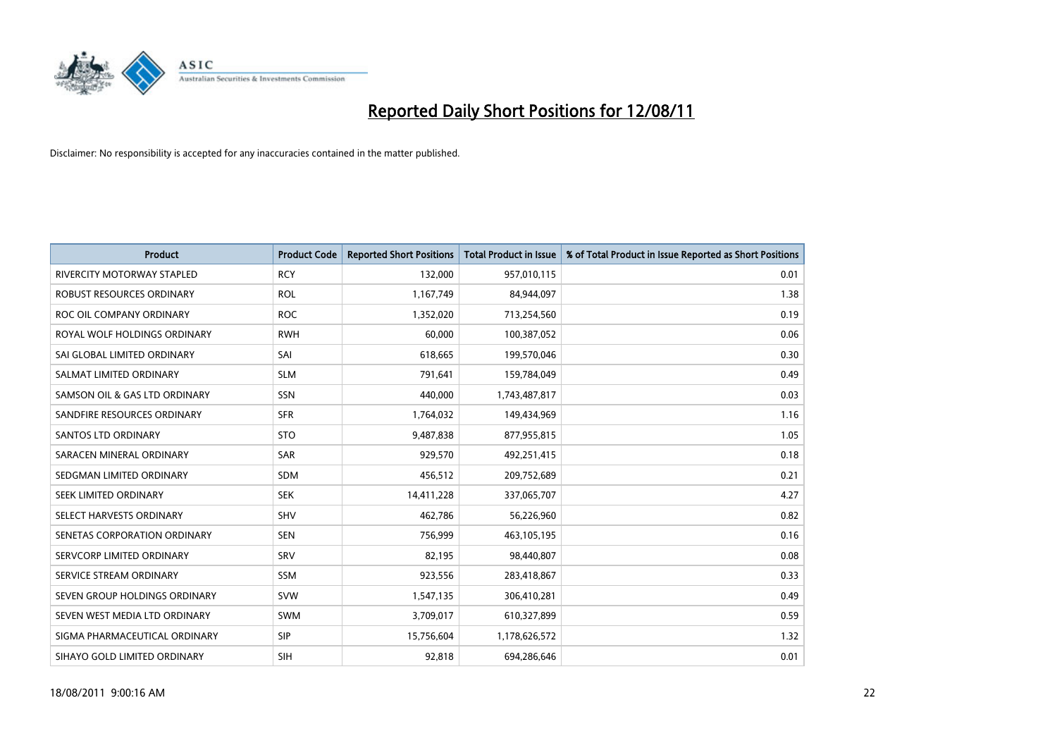# Reported Daily Short Positions for 12/08/11

Disclaimer: No responsibility is accepted for any inaccuracies contained in the matter published.

| Product | Product Code | Reported Short Positions | Total Product in Issue | % of Total Product in Issue Reported as Short Positions |
|---|---|---|---|---|
| RIVERCITY MOTORWAY STAPLED | RCY | 132,000 | 957,010,115 | 0.01 |
| ROBUST RESOURCES ORDINARY | ROL | 1,167,749 | 84,944,097 | 1.38 |
| ROC OIL COMPANY ORDINARY | ROC | 1,352,020 | 713,254,560 | 0.19 |
| ROYAL WOLF HOLDINGS ORDINARY | RWH | 60,000 | 100,387,052 | 0.06 |
| SAI GLOBAL LIMITED ORDINARY | SAI | 618,665 | 199,570,046 | 0.30 |
| SALMAT LIMITED ORDINARY | SLM | 791,641 | 159,784,049 | 0.49 |
| SAMSON OIL & GAS LTD ORDINARY | SSN | 440,000 | 1,743,487,817 | 0.03 |
| SANDFIRE RESOURCES ORDINARY | SFR | 1,764,032 | 149,434,969 | 1.16 |
| SANTOS LTD ORDINARY | STO | 9,487,838 | 877,955,815 | 1.05 |
| SARACEN MINERAL ORDINARY | SAR | 929,570 | 492,251,415 | 0.18 |
| SEDGMAN LIMITED ORDINARY | SDM | 456,512 | 209,752,689 | 0.21 |
| SEEK LIMITED ORDINARY | SEK | 14,411,228 | 337,065,707 | 4.27 |
| SELECT HARVESTS ORDINARY | SHV | 462,786 | 56,226,960 | 0.82 |
| SENETAS CORPORATION ORDINARY | SEN | 756,999 | 463,105,195 | 0.16 |
| SERVCORP LIMITED ORDINARY | SRV | 82,195 | 98,440,807 | 0.08 |
| SERVICE STREAM ORDINARY | SSM | 923,556 | 283,418,867 | 0.33 |
| SEVEN GROUP HOLDINGS ORDINARY | SVW | 1,547,135 | 306,410,281 | 0.49 |
| SEVEN WEST MEDIA LTD ORDINARY | SWM | 3,709,017 | 610,327,899 | 0.59 |
| SIGMA PHARMACEUTICAL ORDINARY | SIP | 15,756,604 | 1,178,626,572 | 1.32 |
| SIHAYO GOLD LIMITED ORDINARY | SIH | 92,818 | 694,286,646 | 0.01 |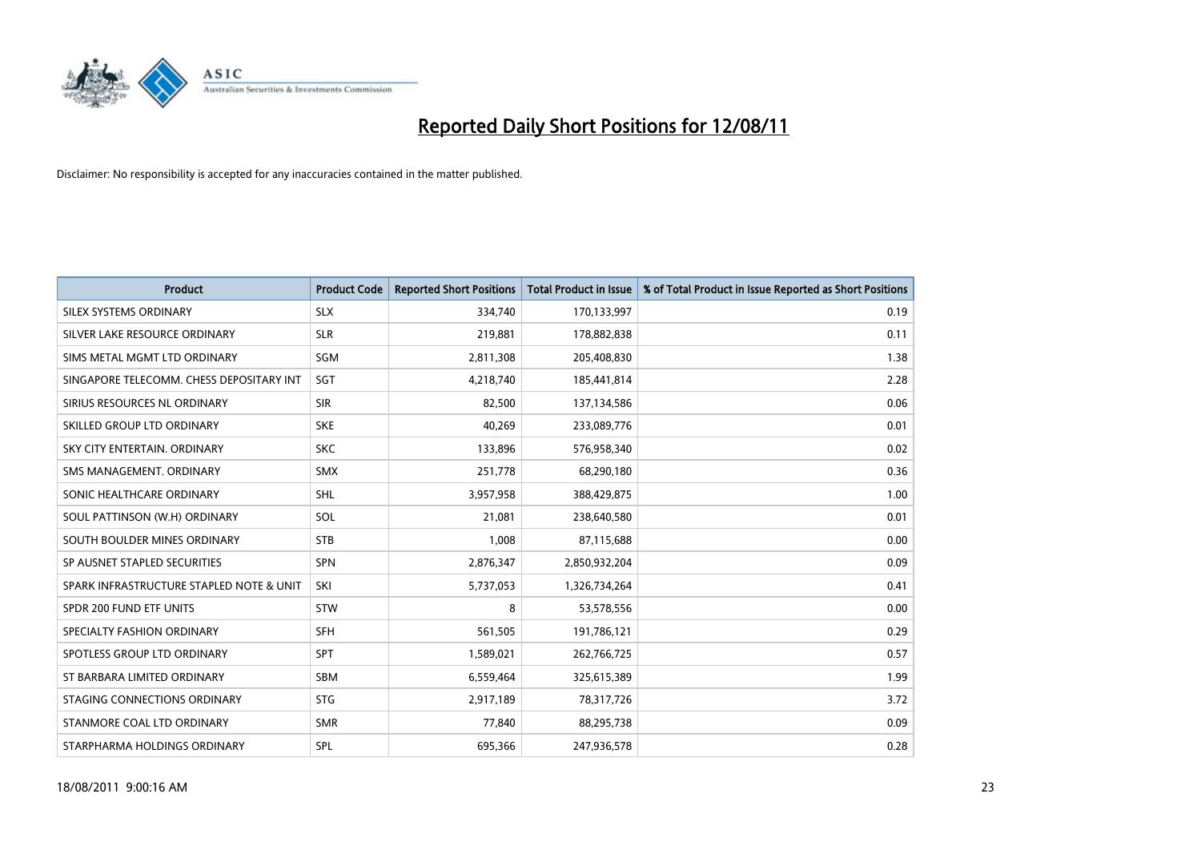# Reported Daily Short Positions for 12/08/11

Disclaimer: No responsibility is accepted for any inaccuracies contained in the matter published.

| Product | Product Code | Reported Short Positions | Total Product in Issue | % of Total Product in Issue Reported as Short Positions |
|---|---|---|---|---|
| SILEX SYSTEMS ORDINARY | SLX | 334,740 | 170,133,997 | 0.19 |
| SILVER LAKE RESOURCE ORDINARY | SLR | 219,881 | 178,882,838 | 0.11 |
| SIMS METAL MGMT LTD ORDINARY | SGM | 2,811,308 | 205,408,830 | 1.38 |
| SINGAPORE TELECOMM. CHESS DEPOSITARY INT | SGT | 4,218,740 | 185,441,814 | 2.28 |
| SIRIUS RESOURCES NL ORDINARY | SIR | 82,500 | 137,134,586 | 0.06 |
| SKILLED GROUP LTD ORDINARY | SKE | 40,269 | 233,089,776 | 0.01 |
| SKY CITY ENTERTAIN. ORDINARY | SKC | 133,896 | 576,958,340 | 0.02 |
| SMS MANAGEMENT. ORDINARY | SMX | 251,778 | 68,290,180 | 0.36 |
| SONIC HEALTHCARE ORDINARY | SHL | 3,957,958 | 388,429,875 | 1.00 |
| SOUL PATTINSON (W.H) ORDINARY | SOL | 21,081 | 238,640,580 | 0.01 |
| SOUTH BOULDER MINES ORDINARY | STB | 1,008 | 87,115,688 | 0.00 |
| SP AUSNET STAPLED SECURITIES | SPN | 2,876,347 | 2,850,932,204 | 0.09 |
| SPARK INFRASTRUCTURE STAPLED NOTE & UNIT | SKI | 5,737,053 | 1,326,734,264 | 0.41 |
| SPDR 200 FUND ETF UNITS | STW | 8 | 53,578,556 | 0.00 |
| SPECIALTY FASHION ORDINARY | SFH | 561,505 | 191,786,121 | 0.29 |
| SPOTLESS GROUP LTD ORDINARY | SPT | 1,589,021 | 262,766,725 | 0.57 |
| ST BARBARA LIMITED ORDINARY | SBM | 6,559,464 | 325,615,389 | 1.99 |
| STAGING CONNECTIONS ORDINARY | STG | 2,917,189 | 78,317,726 | 3.72 |
| STANMORE COAL LTD ORDINARY | SMR | 77,840 | 88,295,738 | 0.09 |
| STARPHARMA HOLDINGS ORDINARY | SPL | 695,366 | 247,936,578 | 0.28 |

18/08/2011 9:00:16 AM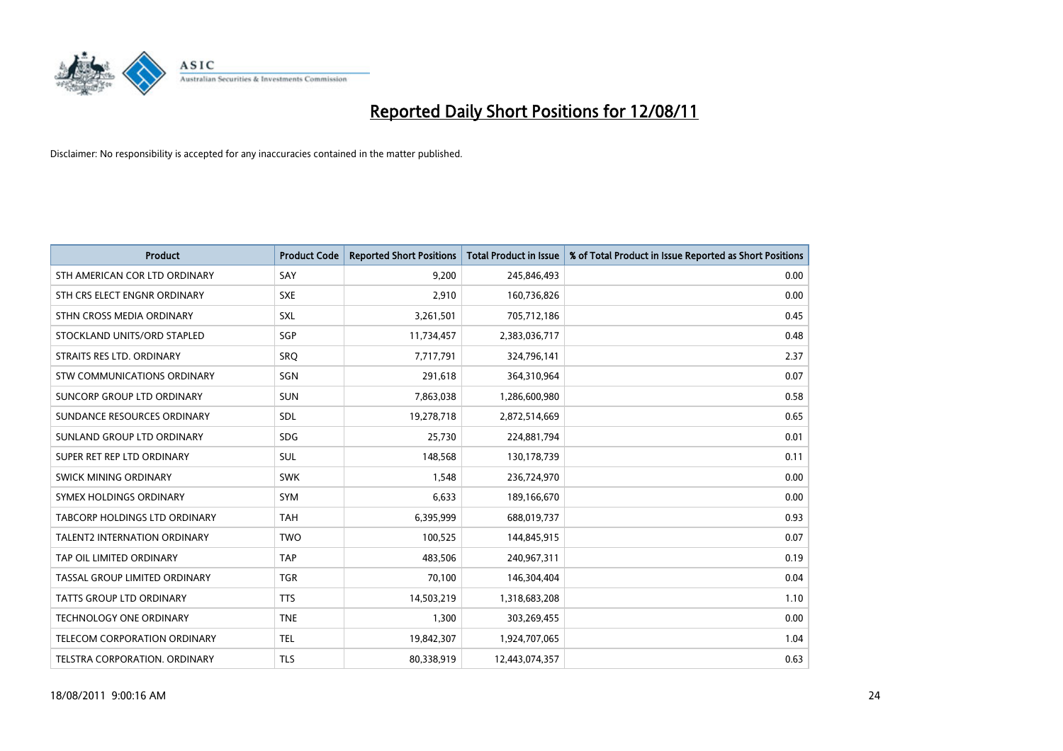# Reported Daily Short Positions for 12/08/11

Disclaimer: No responsibility is accepted for any inaccuracies contained in the matter published.

| Product | Product Code | Reported Short Positions | Total Product in Issue | % of Total Product in Issue Reported as Short Positions |
|---|---|---|---|---|
| STH AMERICAN COR LTD ORDINARY | SAY | 9,200 | 245,846,493 | 0.00 |
| STH CRS ELECT ENGNR ORDINARY | SXE | 2,910 | 160,736,826 | 0.00 |
| STHN CROSS MEDIA ORDINARY | SXL | 3,261,501 | 705,712,186 | 0.45 |
| STOCKLAND UNITS/ORD STAPLED | SGP | 11,734,457 | 2,383,036,717 | 0.48 |
| STRAITS RES LTD. ORDINARY | SRQ | 7,717,791 | 324,796,141 | 2.37 |
| STW COMMUNICATIONS ORDINARY | SGN | 291,618 | 364,310,964 | 0.07 |
| SUNCORP GROUP LTD ORDINARY | SUN | 7,863,038 | 1,286,600,980 | 0.58 |
| SUNDANCE RESOURCES ORDINARY | SDL | 19,278,718 | 2,872,514,669 | 0.65 |
| SUNLAND GROUP LTD ORDINARY | SDG | 25,730 | 224,881,794 | 0.01 |
| SUPER RET REP LTD ORDINARY | SUL | 148,568 | 130,178,739 | 0.11 |
| SWICK MINING ORDINARY | SWK | 1,548 | 236,724,970 | 0.00 |
| SYMEX HOLDINGS ORDINARY | SYM | 6,633 | 189,166,670 | 0.00 |
| TABCORP HOLDINGS LTD ORDINARY | TAH | 6,395,999 | 688,019,737 | 0.93 |
| TALENT2 INTERNATION ORDINARY | TWO | 100,525 | 144,845,915 | 0.07 |
| TAP OIL LIMITED ORDINARY | TAP | 483,506 | 240,967,311 | 0.19 |
| TASSAL GROUP LIMITED ORDINARY | TGR | 70,100 | 146,304,404 | 0.04 |
| TATTS GROUP LTD ORDINARY | TTS | 14,503,219 | 1,318,683,208 | 1.10 |
| TECHNOLOGY ONE ORDINARY | TNE | 1,300 | 303,269,455 | 0.00 |
| TELECOM CORPORATION ORDINARY | TEL | 19,842,307 | 1,924,707,065 | 1.04 |
| TELSTRA CORPORATION. ORDINARY | TLS | 80,338,919 | 12,443,074,357 | 0.63 |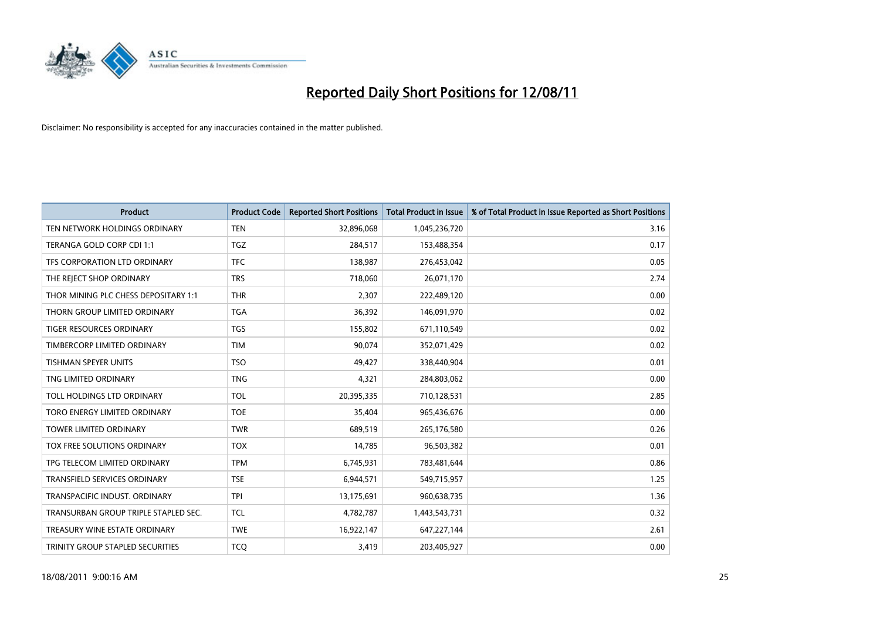# Reported Daily Short Positions for 12/08/11

Disclaimer: No responsibility is accepted for any inaccuracies contained in the matter published.

| Product | Product Code | Reported Short Positions | Total Product in Issue | % of Total Product in Issue Reported as Short Positions |
|---|---|---|---|---|
| TEN NETWORK HOLDINGS ORDINARY | TEN | 32,896,068 | 1,045,236,720 | 3.16 |
| TERANGA GOLD CORP CDI 1:1 | TGZ | 284,517 | 153,488,354 | 0.17 |
| TFS CORPORATION LTD ORDINARY | TFC | 138,987 | 276,453,042 | 0.05 |
| THE REJECT SHOP ORDINARY | TRS | 718,060 | 26,071,170 | 2.74 |
| THOR MINING PLC CHESS DEPOSITARY 1:1 | THR | 2,307 | 222,489,120 | 0.00 |
| THORN GROUP LIMITED ORDINARY | TGA | 36,392 | 146,091,970 | 0.02 |
| TIGER RESOURCES ORDINARY | TGS | 155,802 | 671,110,549 | 0.02 |
| TIMBERCORP LIMITED ORDINARY | TIM | 90,074 | 352,071,429 | 0.02 |
| TISHMAN SPEYER UNITS | TSO | 49,427 | 338,440,904 | 0.01 |
| TNG LIMITED ORDINARY | TNG | 4,321 | 284,803,062 | 0.00 |
| TOLL HOLDINGS LTD ORDINARY | TOL | 20,395,335 | 710,128,531 | 2.85 |
| TORO ENERGY LIMITED ORDINARY | TOE | 35,404 | 965,436,676 | 0.00 |
| TOWER LIMITED ORDINARY | TWR | 689,519 | 265,176,580 | 0.26 |
| TOX FREE SOLUTIONS ORDINARY | TOX | 14,785 | 96,503,382 | 0.01 |
| TPG TELECOM LIMITED ORDINARY | TPM | 6,745,931 | 783,481,644 | 0.86 |
| TRANSFIELD SERVICES ORDINARY | TSE | 6,944,571 | 549,715,957 | 1.25 |
| TRANSPACIFIC INDUST. ORDINARY | TPI | 13,175,691 | 960,638,735 | 1.36 |
| TRANSURBAN GROUP TRIPLE STAPLED SEC. | TCL | 4,782,787 | 1,443,543,731 | 0.32 |
| TREASURY WINE ESTATE ORDINARY | TWE | 16,922,147 | 647,227,144 | 2.61 |
| TRINITY GROUP STAPLED SECURITIES | TCQ | 3,419 | 203,405,927 | 0.00 |

18/08/2011 9:00:16 AM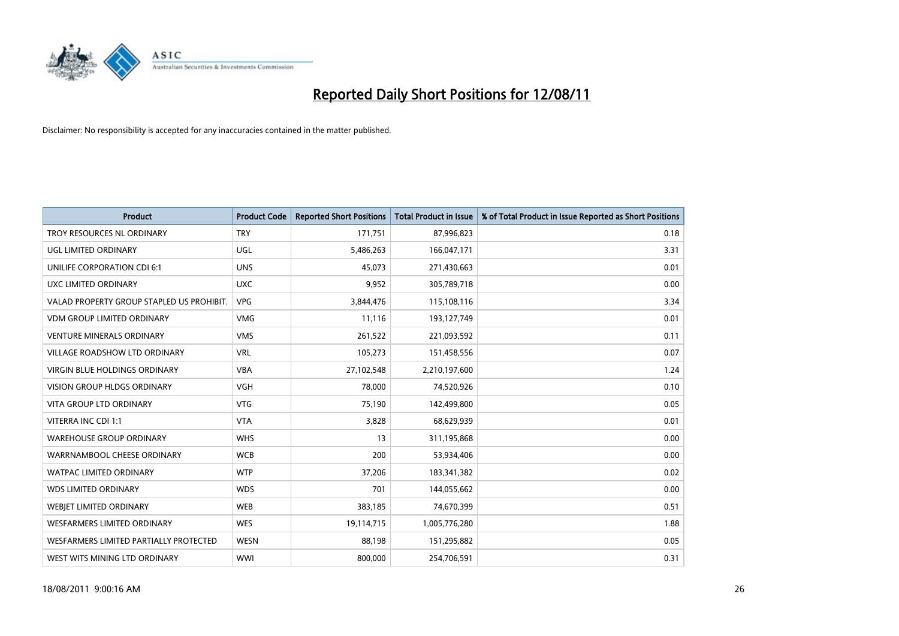# Reported Daily Short Positions for 12/08/11

Disclaimer: No responsibility is accepted for any inaccuracies contained in the matter published.

| Product | Product Code | Reported Short Positions | Total Product in Issue | % of Total Product in Issue Reported as Short Positions |
|---|---|---|---|---|
| TROY RESOURCES NL ORDINARY | TRY | 171,751 | 87,996,823 | 0.18 |
| UGL LIMITED ORDINARY | UGL | 5,486,263 | 166,047,171 | 3.31 |
| UNILIFE CORPORATION CDI 6:1 | UNS | 45,073 | 271,430,663 | 0.01 |
| UXC LIMITED ORDINARY | UXC | 9,952 | 305,789,718 | 0.00 |
| VALAD PROPERTY GROUP STAPLED US PROHIBIT. | VPG | 3,844,476 | 115,108,116 | 3.34 |
| VDM GROUP LIMITED ORDINARY | VMG | 11,116 | 193,127,749 | 0.01 |
| VENTURE MINERALS ORDINARY | VMS | 261,522 | 221,093,592 | 0.11 |
| VILLAGE ROADSHOW LTD ORDINARY | VRL | 105,273 | 151,458,556 | 0.07 |
| VIRGIN BLUE HOLDINGS ORDINARY | VBA | 27,102,548 | 2,210,197,600 | 1.24 |
| VISION GROUP HLDGS ORDINARY | VGH | 78,000 | 74,520,926 | 0.10 |
| VITA GROUP LTD ORDINARY | VTG | 75,190 | 142,499,800 | 0.05 |
| VITERRA INC CDI 1:1 | VTA | 3,828 | 68,629,939 | 0.01 |
| WAREHOUSE GROUP ORDINARY | WHS | 13 | 311,195,868 | 0.00 |
| WARRNAMBOOL CHEESE ORDINARY | WCB | 200 | 53,934,406 | 0.00 |
| WATPAC LIMITED ORDINARY | WTP | 37,206 | 183,341,382 | 0.02 |
| WDS LIMITED ORDINARY | WDS | 701 | 144,055,662 | 0.00 |
| WEBJET LIMITED ORDINARY | WEB | 383,185 | 74,670,399 | 0.51 |
| WESFARMERS LIMITED ORDINARY | WES | 19,114,715 | 1,005,776,280 | 1.88 |
| WESFARMERS LIMITED PARTIALLY PROTECTED | WESN | 88,198 | 151,295,882 | 0.05 |
| WEST WITS MINING LTD ORDINARY | WWI | 800,000 | 254,706,591 | 0.31 |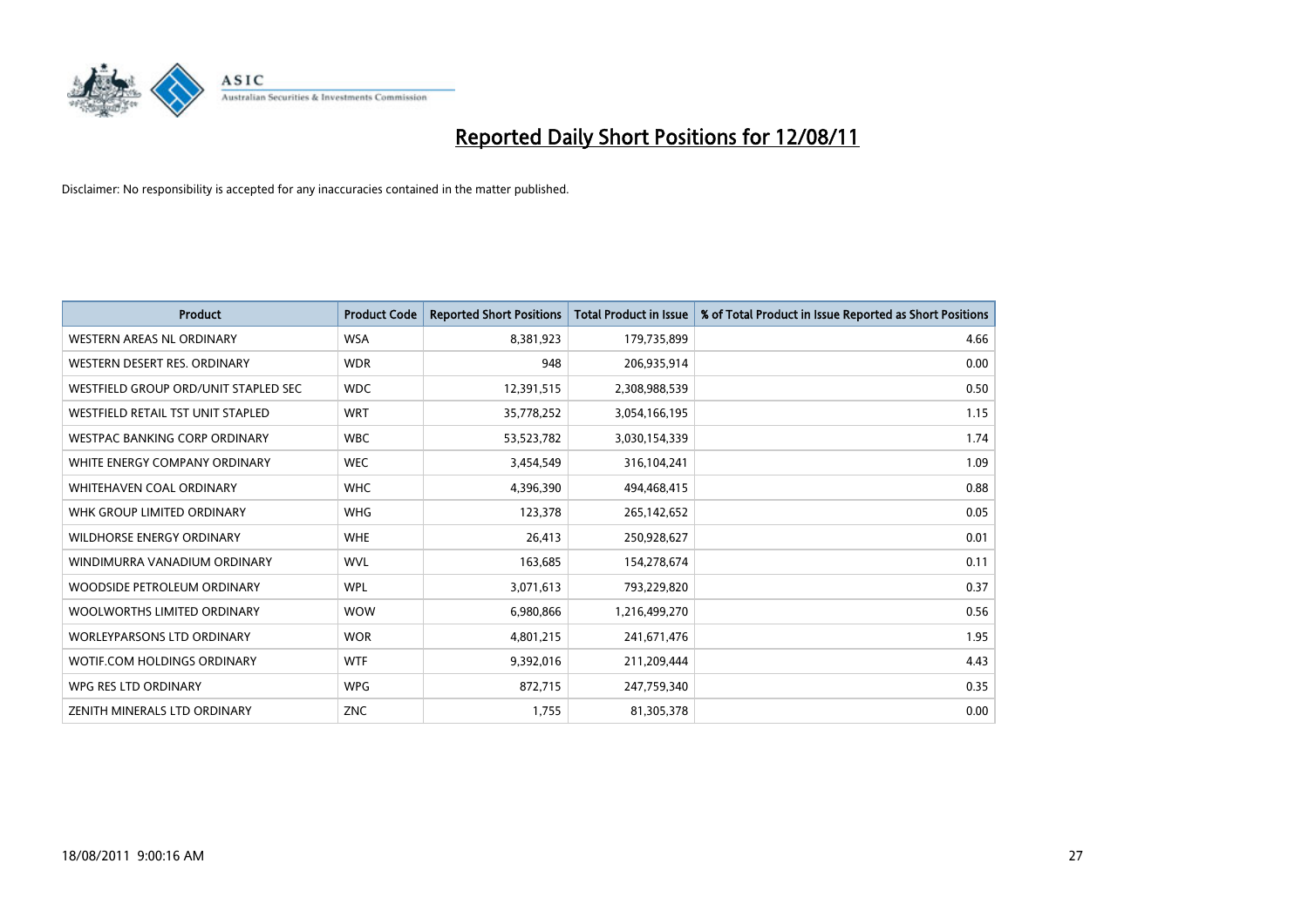# Reported Daily Short Positions for 12/08/11

Disclaimer: No responsibility is accepted for any inaccuracies contained in the matter published.

| Product | Product Code | Reported Short Positions | Total Product in Issue | % of Total Product in Issue Reported as Short Positions |
|---|---|---|---|---|
| WESTERN AREAS NL ORDINARY | WSA | 8,381,923 | 179,735,899 | 4.66 |
| WESTERN DESERT RES. ORDINARY | WDR | 948 | 206,935,914 | 0.00 |
| WESTFIELD GROUP ORD/UNIT STAPLED SEC | WDC | 12,391,515 | 2,308,988,539 | 0.50 |
| WESTFIELD RETAIL TST UNIT STAPLED | WRT | 35,778,252 | 3,054,166,195 | 1.15 |
| WESTPAC BANKING CORP ORDINARY | WBC | 53,523,782 | 3,030,154,339 | 1.74 |
| WHITE ENERGY COMPANY ORDINARY | WEC | 3,454,549 | 316,104,241 | 1.09 |
| WHITEHAVEN COAL ORDINARY | WHC | 4,396,390 | 494,468,415 | 0.88 |
| WHK GROUP LIMITED ORDINARY | WHG | 123,378 | 265,142,652 | 0.05 |
| WILDHORSE ENERGY ORDINARY | WHE | 26,413 | 250,928,627 | 0.01 |
| WINDIMURRA VANADIUM ORDINARY | WVL | 163,685 | 154,278,674 | 0.11 |
| WOODSIDE PETROLEUM ORDINARY | WPL | 3,071,613 | 793,229,820 | 0.37 |
| WOOLWORTHS LIMITED ORDINARY | WOW | 6,980,866 | 1,216,499,270 | 0.56 |
| WORLEYPARSONS LTD ORDINARY | WOR | 4,801,215 | 241,671,476 | 1.95 |
| WOTIF.COM HOLDINGS ORDINARY | WTF | 9,392,016 | 211,209,444 | 4.43 |
| WPG RES LTD ORDINARY | WPG | 872,715 | 247,759,340 | 0.35 |
| ZENITH MINERALS LTD ORDINARY | ZNC | 1,755 | 81,305,378 | 0.00 |

18/08/2011 9:00:16 AM